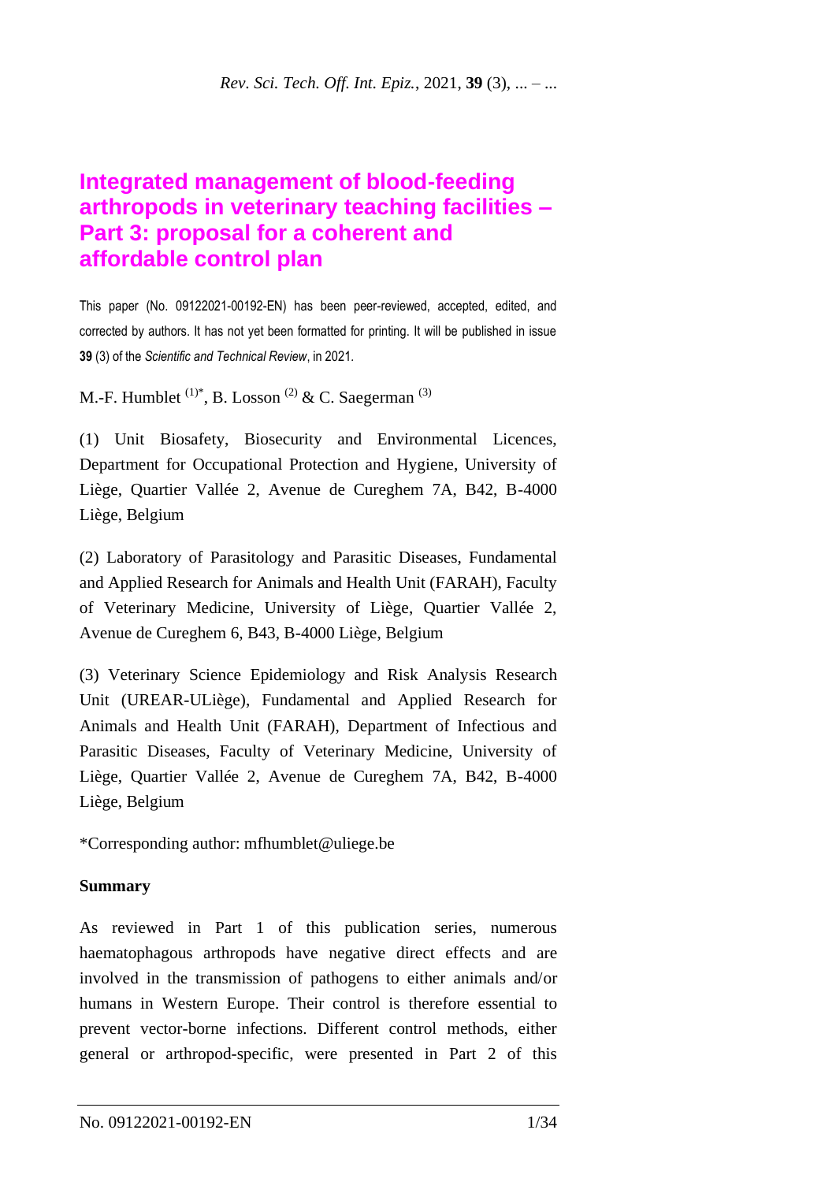# Integrated management of blood-feeding arthropods in veterinary teaching facilities – Part 3: proposal for a coherent and affordable control plan

This paper (No. 09122021-00192-EN) has been peer-reviewed, accepted, edited, and corrected by authors. It has not yet been formatted for printing. It will be published in issue **39** (3) of the *Scientific and Technical Review*, in 2021.

M.-F. Humblet [(1)*], B. Losson [(2)] & C. Saegerman [(3)]

(1) Unit Biosafety, Biosecurity and Environmental Licences, Department for Occupational Protection and Hygiene, University of Liège, Quartier Vallée 2, Avenue de Cureghem 7A, B42, B-4000 Liège, Belgium

(2) Laboratory of Parasitology and Parasitic Diseases, Fundamental and Applied Research for Animals and Health Unit (FARAH), Faculty of Veterinary Medicine, University of Liège, Quartier Vallée 2, Avenue de Cureghem 6, B43, B-4000 Liège, Belgium

(3) Veterinary Science Epidemiology and Risk Analysis Research Unit (UREAR-ULiège), Fundamental and Applied Research for Animals and Health Unit (FARAH), Department of Infectious and Parasitic Diseases, Faculty of Veterinary Medicine, University of Liège, Quartier Vallée 2, Avenue de Cureghem 7A, B42, B-4000 Liège, Belgium

*Corresponding author: mfhumblet@uliege.be

## Summary

As reviewed in Part 1 of this publication series, numerous haematophagous arthropods have negative direct effects and are involved in the transmission of pathogens to either animals and/or humans in Western Europe. Their control is therefore essential to prevent vector-borne infections. Different control methods, either general or arthropod-specific, were presented in Part 2 of this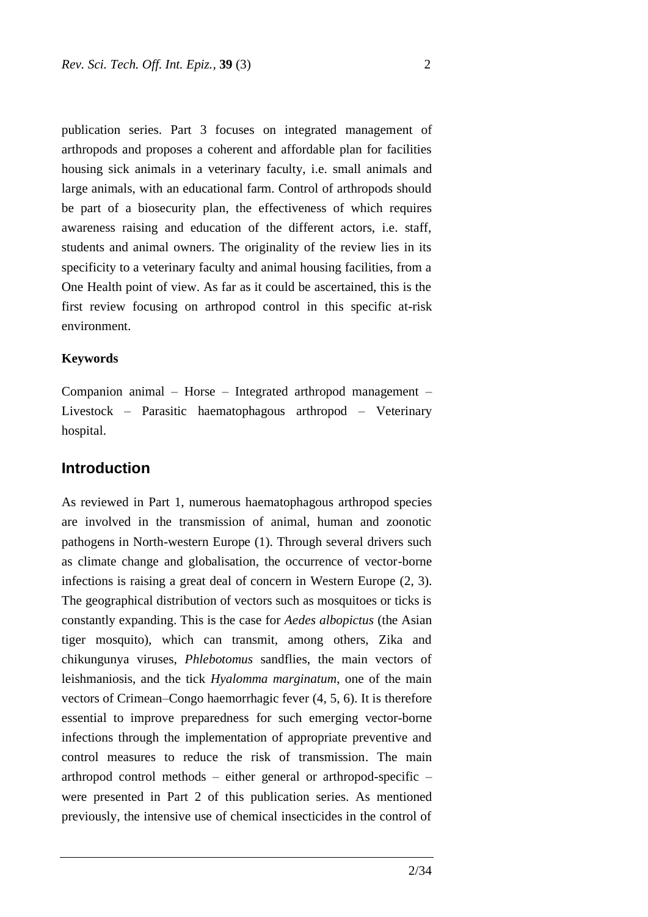publication series. Part 3 focuses on integrated management of arthropods and proposes a coherent and affordable plan for facilities housing sick animals in a veterinary faculty, i.e. small animals and large animals, with an educational farm. Control of arthropods should be part of a biosecurity plan, the effectiveness of which requires awareness raising and education of the different actors, i.e. staff, students and animal owners. The originality of the review lies in its specificity to a veterinary faculty and animal housing facilities, from a One Health point of view. As far as it could be ascertained, this is the first review focusing on arthropod control in this specific at-risk environment.

**Keywords**

Companion animal – Horse – Integrated arthropod management – Livestock – Parasitic haematophagous arthropod – Veterinary hospital.

## Introduction

As reviewed in Part 1, numerous haematophagous arthropod species are involved in the transmission of animal, human and zoonotic pathogens in North-western Europe (1). Through several drivers such as climate change and globalisation, the occurrence of vector-borne infections is raising a great deal of concern in Western Europe (2, 3). The geographical distribution of vectors such as mosquitoes or ticks is constantly expanding. This is the case for *Aedes albopictus* (the Asian tiger mosquito), which can transmit, among others, Zika and chikungunya viruses, *Phlebotomus* sandflies, the main vectors of leishmaniosis, and the tick *Hyalomma marginatum*, one of the main vectors of Crimean–Congo haemorrhagic fever (4, 5, 6). It is therefore essential to improve preparedness for such emerging vector-borne infections through the implementation of appropriate preventive and control measures to reduce the risk of transmission. The main arthropod control methods – either general or arthropod-specific – were presented in Part 2 of this publication series. As mentioned previously, the intensive use of chemical insecticides in the control of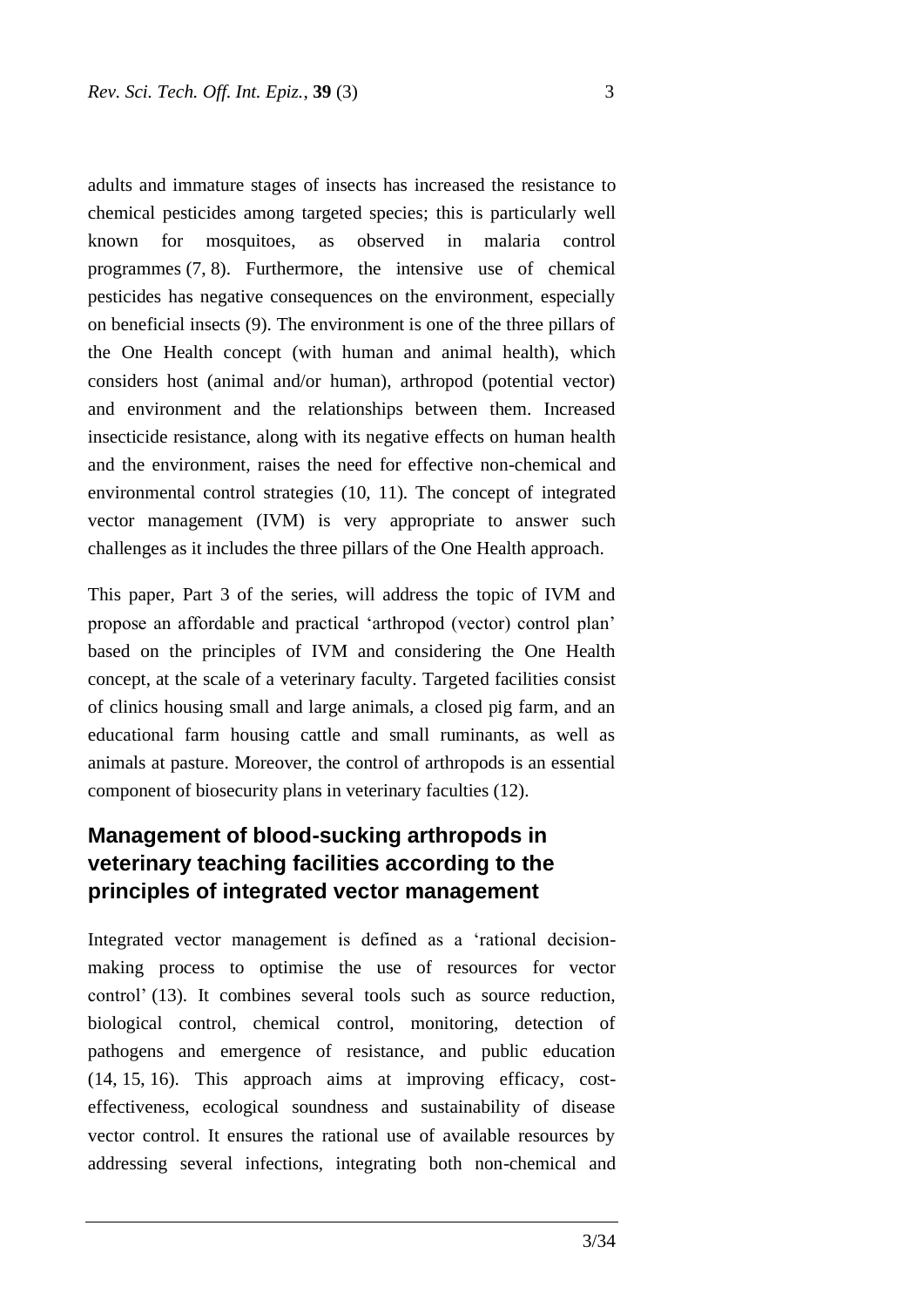adults and immature stages of insects has increased the resistance to chemical pesticides among targeted species; this is particularly well known for mosquitoes, as observed in malaria control programmes (7, 8). Furthermore, the intensive use of chemical pesticides has negative consequences on the environment, especially on beneficial insects (9). The environment is one of the three pillars of the One Health concept (with human and animal health), which considers host (animal and/or human), arthropod (potential vector) and environment and the relationships between them. Increased insecticide resistance, along with its negative effects on human health and the environment, raises the need for effective non-chemical and environmental control strategies (10, 11). The concept of integrated vector management (IVM) is very appropriate to answer such challenges as it includes the three pillars of the One Health approach.

This paper, Part 3 of the series, will address the topic of IVM and propose an affordable and practical 'arthropod (vector) control plan' based on the principles of IVM and considering the One Health concept, at the scale of a veterinary faculty. Targeted facilities consist of clinics housing small and large animals, a closed pig farm, and an educational farm housing cattle and small ruminants, as well as animals at pasture. Moreover, the control of arthropods is an essential component of biosecurity plans in veterinary faculties (12).

## Management of blood-sucking arthropods in veterinary teaching facilities according to the principles of integrated vector management

Integrated vector management is defined as a 'rational decision-making process to optimise the use of resources for vector control' (13). It combines several tools such as source reduction, biological control, chemical control, monitoring, detection of pathogens and emergence of resistance, and public education (14, 15, 16). This approach aims at improving efficacy, cost-effectiveness, ecological soundness and sustainability of disease vector control. It ensures the rational use of available resources by addressing several infections, integrating both non-chemical and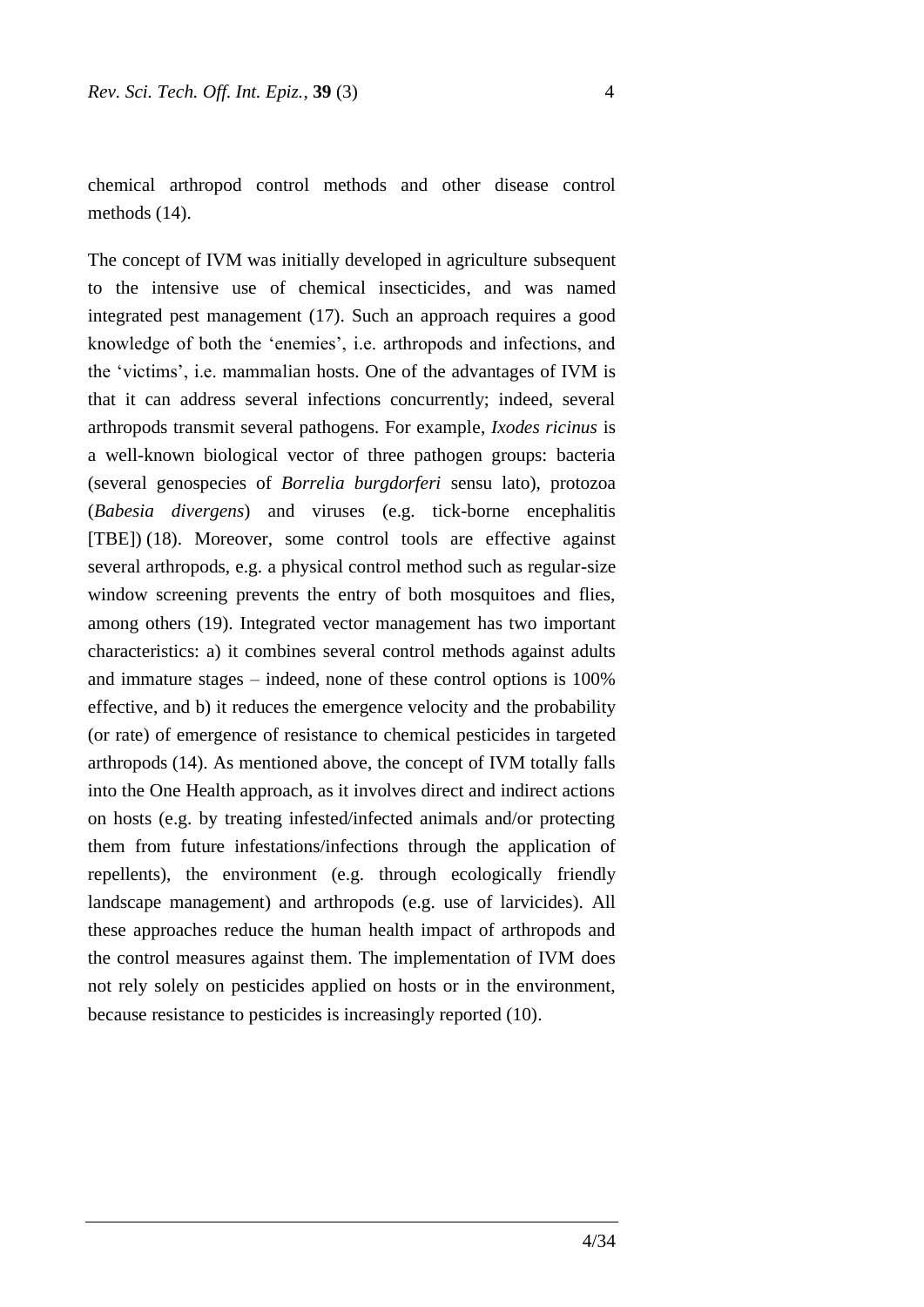chemical arthropod control methods and other disease control methods (14).

The concept of IVM was initially developed in agriculture subsequent to the intensive use of chemical insecticides, and was named integrated pest management (17). Such an approach requires a good knowledge of both the 'enemies', i.e. arthropods and infections, and the 'victims', i.e. mammalian hosts. One of the advantages of IVM is that it can address several infections concurrently; indeed, several arthropods transmit several pathogens. For example, *Ixodes ricinus* is a well-known biological vector of three pathogen groups: bacteria (several genospecies of *Borrelia burgdorferi* sensu lato), protozoa (*Babesia divergens*) and viruses (e.g. tick-borne encephalitis [TBE]) (18). Moreover, some control tools are effective against several arthropods, e.g. a physical control method such as regular-size window screening prevents the entry of both mosquitoes and flies, among others (19). Integrated vector management has two important characteristics: a) it combines several control methods against adults and immature stages – indeed, none of these control options is 100% effective, and b) it reduces the emergence velocity and the probability (or rate) of emergence of resistance to chemical pesticides in targeted arthropods (14). As mentioned above, the concept of IVM totally falls into the One Health approach, as it involves direct and indirect actions on hosts (e.g. by treating infested/infected animals and/or protecting them from future infestations/infections through the application of repellents), the environment (e.g. through ecologically friendly landscape management) and arthropods (e.g. use of larvicides). All these approaches reduce the human health impact of arthropods and the control measures against them. The implementation of IVM does not rely solely on pesticides applied on hosts or in the environment, because resistance to pesticides is increasingly reported (10).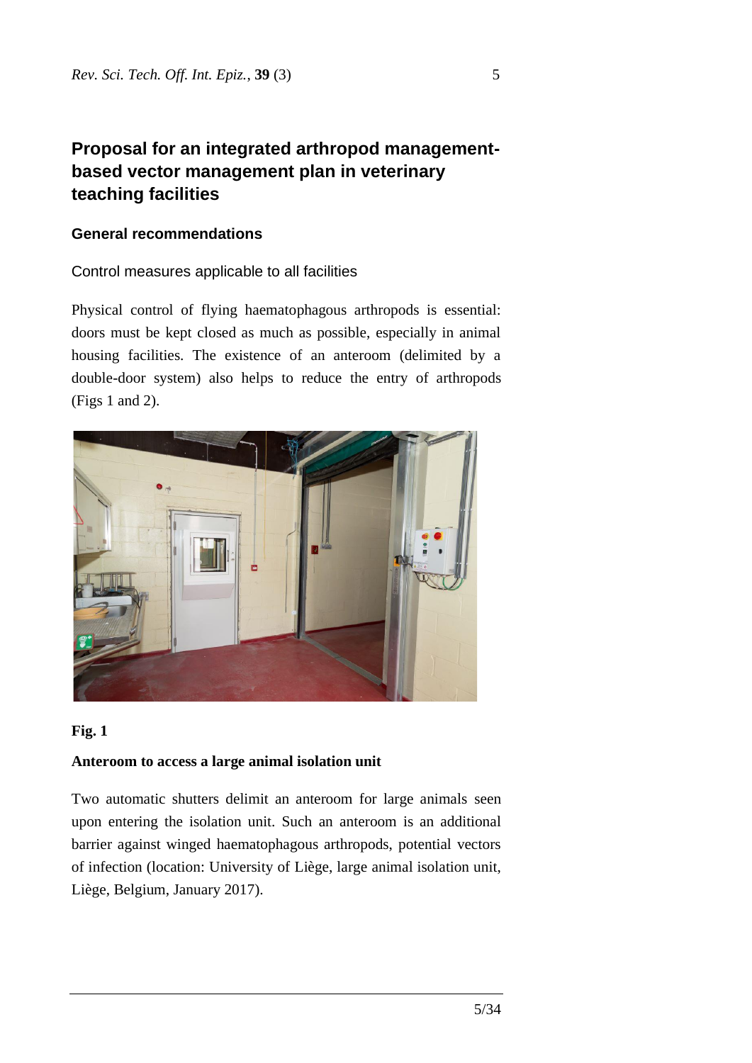## Proposal for an integrated arthropod management-based vector management plan in veterinary teaching facilities

### General recommendations

#### Control measures applicable to all facilities

Physical control of flying haematophagous arthropods is essential: doors must be kept closed as much as possible, especially in animal housing facilities. The existence of an anteroom (delimited by a double-door system) also helps to reduce the entry of arthropods (Figs 1 and 2).

**Fig. 1**

**Anteroom to access a large animal isolation unit**

Two automatic shutters delimit an anteroom for large animals seen upon entering the isolation unit. Such an anteroom is an additional barrier against winged haematophagous arthropods, potential vectors of infection (location: University of Liège, large animal isolation unit, Liège, Belgium, January 2017).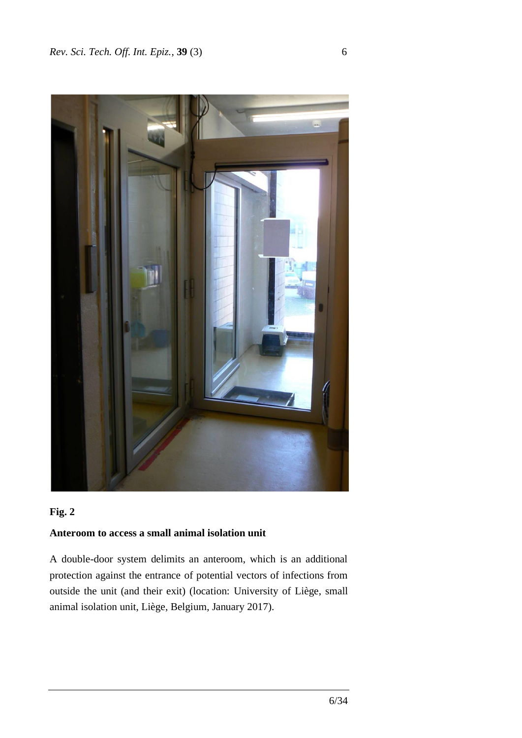**Fig. 2**

**Anteroom to access a small animal isolation unit**

A double-door system delimits an anteroom, which is an additional protection against the entrance of potential vectors of infections from outside the unit (and their exit) (location: University of Liège, small animal isolation unit, Liège, Belgium, January 2017).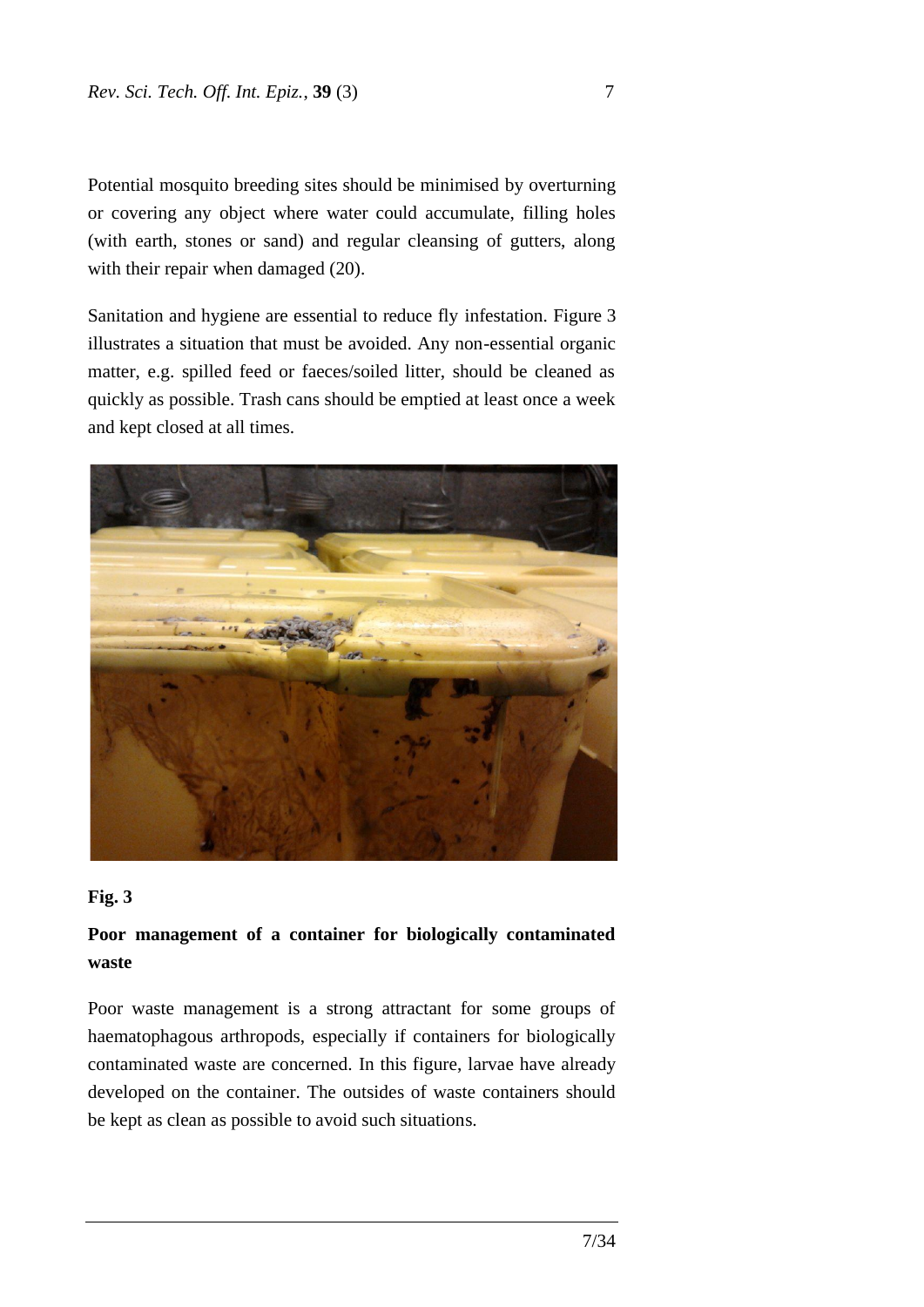Potential mosquito breeding sites should be minimised by overturning or covering any object where water could accumulate, filling holes (with earth, stones or sand) and regular cleansing of gutters, along with their repair when damaged (20).

Sanitation and hygiene are essential to reduce fly infestation. Figure 3 illustrates a situation that must be avoided. Any non-essential organic matter, e.g. spilled feed or faeces/soiled litter, should be cleaned as quickly as possible. Trash cans should be emptied at least once a week and kept closed at all times.

**Fig. 3**

**Poor management of a container for biologically contaminated waste**

Poor waste management is a strong attractant for some groups of haematophagous arthropods, especially if containers for biologically contaminated waste are concerned. In this figure, larvae have already developed on the container. The outsides of waste containers should be kept as clean as possible to avoid such situations.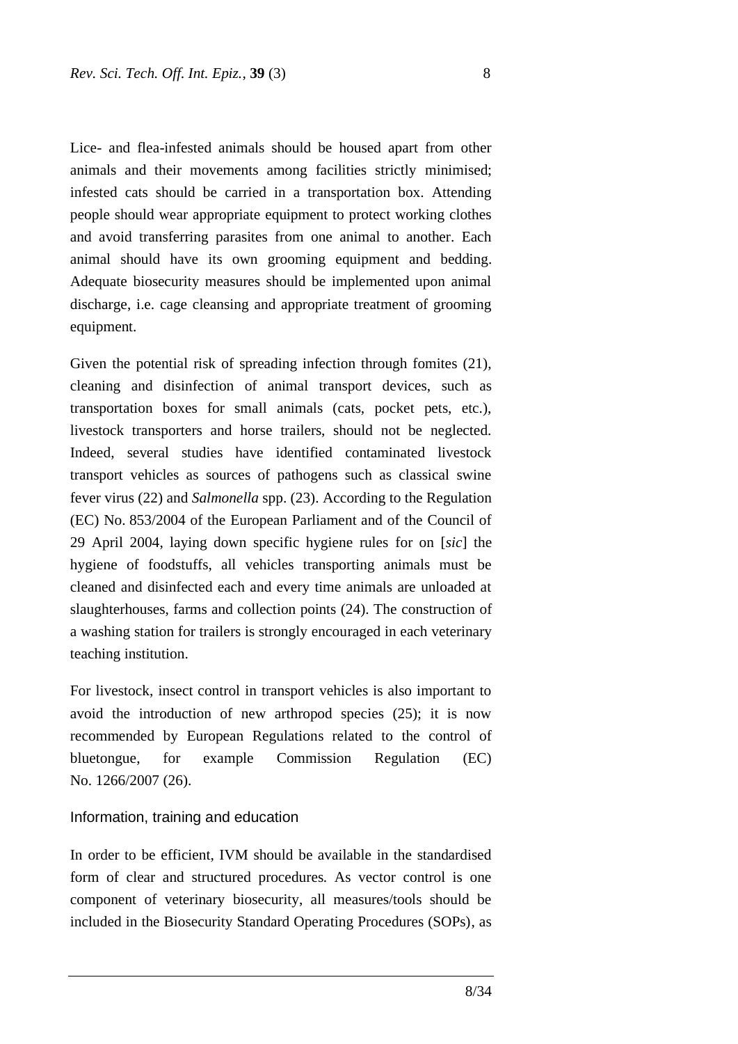Lice- and flea-infested animals should be housed apart from other animals and their movements among facilities strictly minimised; infested cats should be carried in a transportation box. Attending people should wear appropriate equipment to protect working clothes and avoid transferring parasites from one animal to another. Each animal should have its own grooming equipment and bedding. Adequate biosecurity measures should be implemented upon animal discharge, i.e. cage cleansing and appropriate treatment of grooming equipment.

Given the potential risk of spreading infection through fomites (21), cleaning and disinfection of animal transport devices, such as transportation boxes for small animals (cats, pocket pets, etc.), livestock transporters and horse trailers, should not be neglected. Indeed, several studies have identified contaminated livestock transport vehicles as sources of pathogens such as classical swine fever virus (22) and *Salmonella* spp. (23). According to the Regulation (EC) No. 853/2004 of the European Parliament and of the Council of 29 April 2004, laying down specific hygiene rules for on [*sic*] the hygiene of foodstuffs, all vehicles transporting animals must be cleaned and disinfected each and every time animals are unloaded at slaughterhouses, farms and collection points (24). The construction of a washing station for trailers is strongly encouraged in each veterinary teaching institution.

For livestock, insect control in transport vehicles is also important to avoid the introduction of new arthropod species (25); it is now recommended by European Regulations related to the control of bluetongue, for example Commission Regulation (EC) No. 1266/2007 (26).

## Information, training and education

In order to be efficient, IVM should be available in the standardised form of clear and structured procedures. As vector control is one component of veterinary biosecurity, all measures/tools should be included in the Biosecurity Standard Operating Procedures (SOPs), as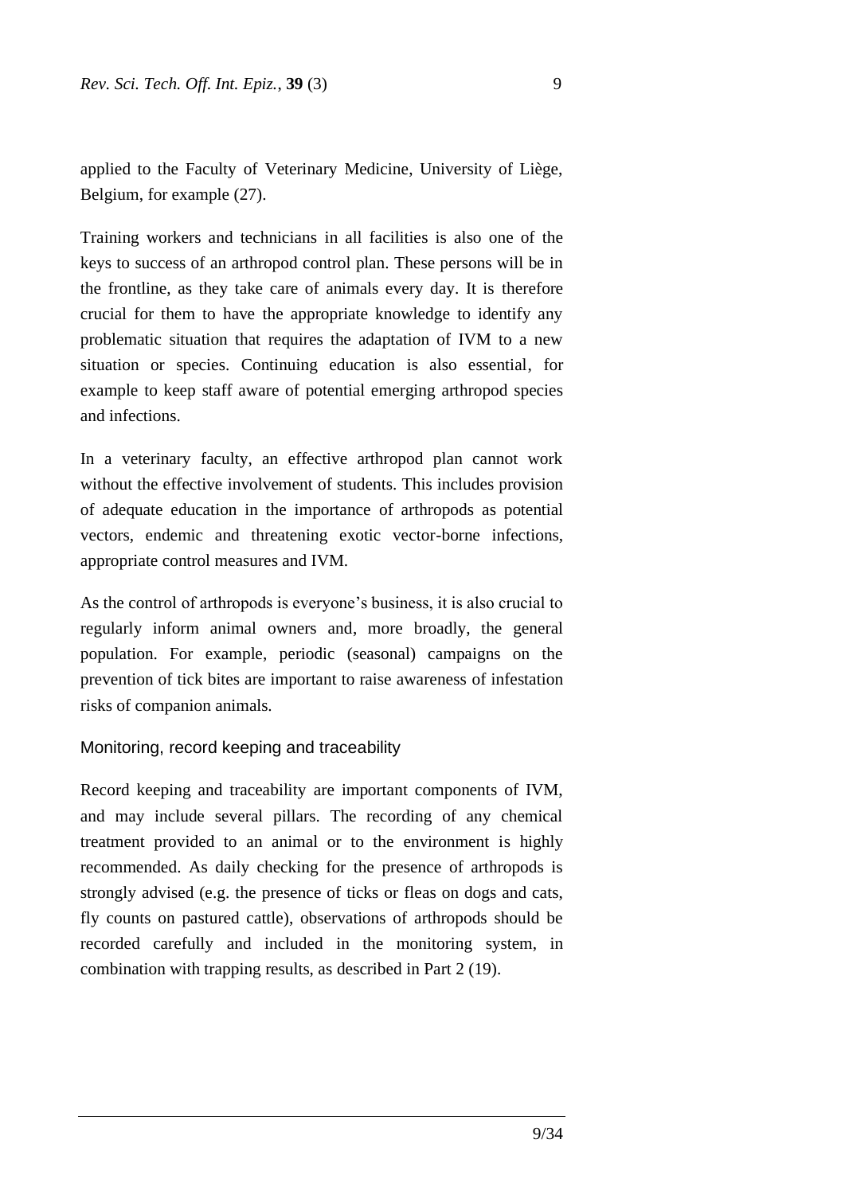applied to the Faculty of Veterinary Medicine, University of Liège, Belgium, for example (27).

Training workers and technicians in all facilities is also one of the keys to success of an arthropod control plan. These persons will be in the frontline, as they take care of animals every day. It is therefore crucial for them to have the appropriate knowledge to identify any problematic situation that requires the adaptation of IVM to a new situation or species. Continuing education is also essential, for example to keep staff aware of potential emerging arthropod species and infections.

In a veterinary faculty, an effective arthropod plan cannot work without the effective involvement of students. This includes provision of adequate education in the importance of arthropods as potential vectors, endemic and threatening exotic vector-borne infections, appropriate control measures and IVM.

As the control of arthropods is everyone's business, it is also crucial to regularly inform animal owners and, more broadly, the general population. For example, periodic (seasonal) campaigns on the prevention of tick bites are important to raise awareness of infestation risks of companion animals.

### Monitoring, record keeping and traceability

Record keeping and traceability are important components of IVM, and may include several pillars. The recording of any chemical treatment provided to an animal or to the environment is highly recommended. As daily checking for the presence of arthropods is strongly advised (e.g. the presence of ticks or fleas on dogs and cats, fly counts on pastured cattle), observations of arthropods should be recorded carefully and included in the monitoring system, in combination with trapping results, as described in Part 2 (19).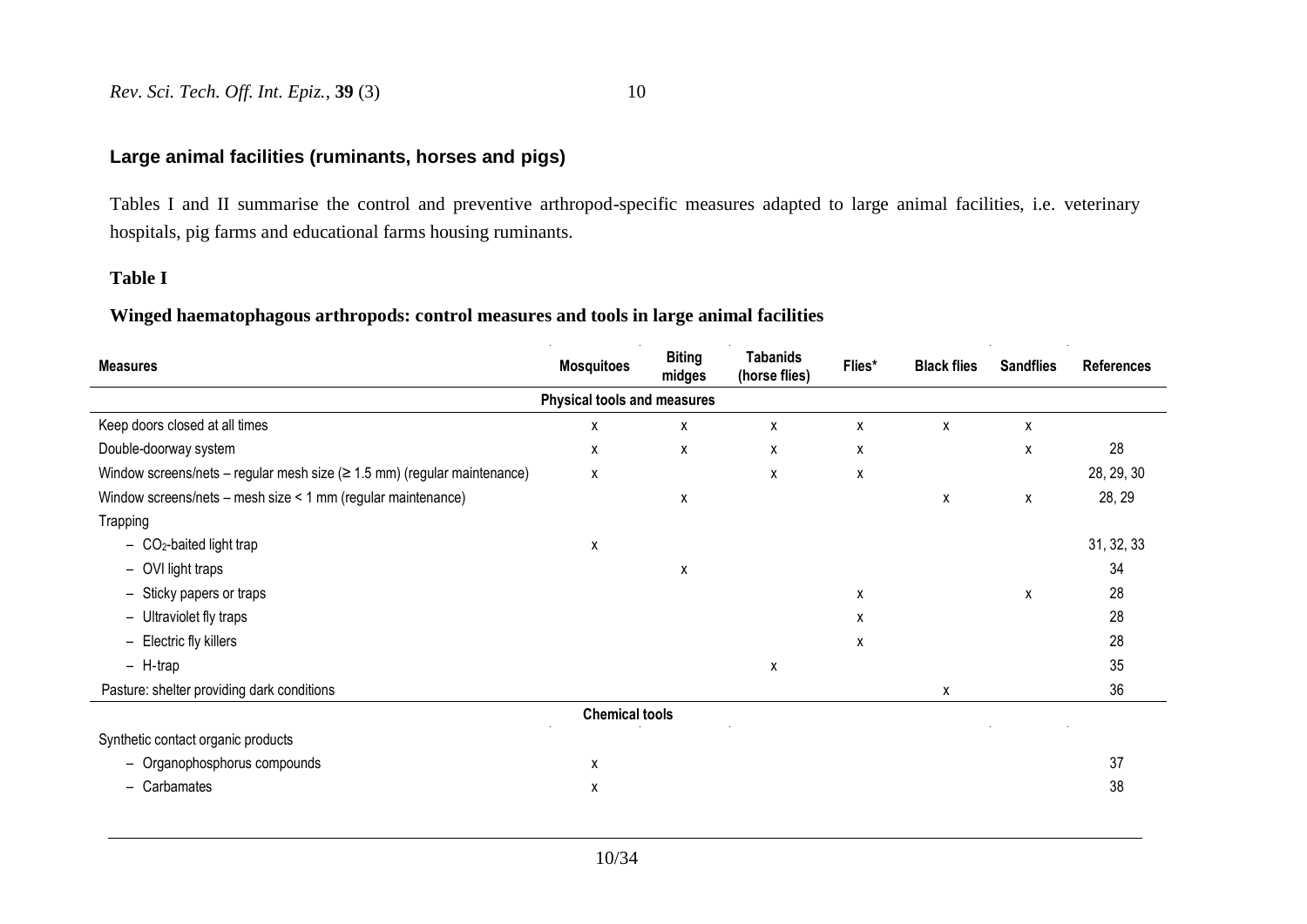## Large animal facilities (ruminants, horses and pigs)

Tables I and II summarise the control and preventive arthropod-specific measures adapted to large animal facilities, i.e. veterinary hospitals, pig farms and educational farms housing ruminants.

**Table I**

**Winged haematophagous arthropods: control measures and tools in large animal facilities**

| Measures | Mosquitoes | Biting midges | Tabanids (horse flies) | Flies* | Black flies | Sandflies | References |
|---|---|---|---|---|---|---|---|
| **Physical tools and measures** | | | | | | | |
| Keep doors closed at all times | x | x | x | x | x | x | |
| Double-doorway system | x | x | x | x | | x | 28 |
| Window screens/nets – regular mesh size (≥ 1.5 mm) (regular maintenance) | x | | x | x | | | 28, 29, 30 |
| Window screens/nets – mesh size < 1 mm (regular maintenance) | | x | | | x | x | 28, 29 |
| Trapping | | | | | | | |
| – $CO_2$-baited light trap | x | | | | | | 31, 32, 33 |
| – OVI light traps | | x | | | | | 34 |
| – Sticky papers or traps | | | | x | | x | 28 |
| – Ultraviolet fly traps | | | | x | | | 28 |
| – Electric fly killers | | | | x | | | 28 |
| – H-trap | | | x | | | | 35 |
| Pasture: shelter providing dark conditions | | | | | x | | 36 |
| **Chemical tools** | | | | | | | |
| Synthetic contact organic products | | | | | | | |
| – Organophosphorus compounds | x | | | | | | 37 |
| – Carbamates | x | | | | | | 38 |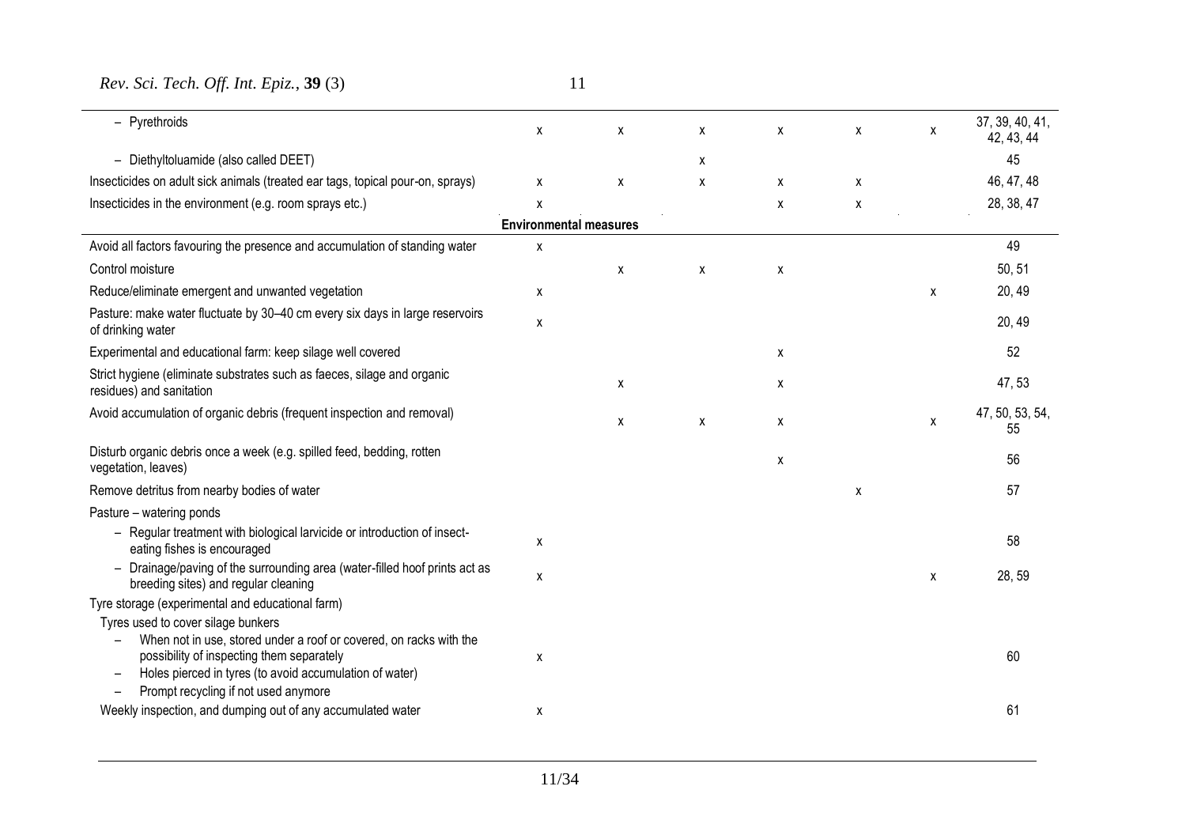| | | | | | | | |
|---|---|---|---|---|---|---|---|
| – Pyrethroids | x | x | x | x | x | x | 37, 39, 40, 41, 42, 43, 44 |
| – Diethyltoluamide (also called DEET) | | | x | | | | 45 |
| Insecticides on adult sick animals (treated ear tags, topical pour-on, sprays) | x | x | x | x | x | | 46, 47, 48 |
| Insecticides in the environment (e.g. room sprays etc.) | x | | | x | x | | 28, 38, 47 |
| **Environmental measures** | | | | | | | |
| Avoid all factors favouring the presence and accumulation of standing water | x | | | | | | 49 |
| Control moisture | | x | x | x | | | 50, 51 |
| Reduce/eliminate emergent and unwanted vegetation | x | | | | | x | 20, 49 |
| Pasture: make water fluctuate by 30–40 cm every six days in large reservoirs of drinking water | x | | | | | | 20, 49 |
| Experimental and educational farm: keep silage well covered | | | | x | | | 52 |
| Strict hygiene (eliminate substrates such as faeces, silage and organic residues) and sanitation | | x | | x | | | 47, 53 |
| Avoid accumulation of organic debris (frequent inspection and removal) | | x | x | x | | x | 47, 50, 53, 54, 55 |
| Disturb organic debris once a week (e.g. spilled feed, bedding, rotten vegetation, leaves) | | | | x | | | 56 |
| Remove detritus from nearby bodies of water | | | | | x | | 57 |
| Pasture – watering ponds | | | | | | | |
| – Regular treatment with biological larvicide or introduction of insect-eating fishes is encouraged | x | | | | | | 58 |
| – Drainage/paving of the surrounding area (water-filled hoof prints act as breeding sites) and regular cleaning | x | | | | | x | 28, 59 |
| Tyre storage (experimental and educational farm) | | | | | | | |
| Tyres used to cover silage bunkers<br>– When not in use, stored under a roof or covered, on racks with the possibility of inspecting them separately<br>– Holes pierced in tyres (to avoid accumulation of water)<br>– Prompt recycling if not used anymore | x | | | | | | 60 |
| Weekly inspection, and dumping out of any accumulated water | x | | | | | | 61 |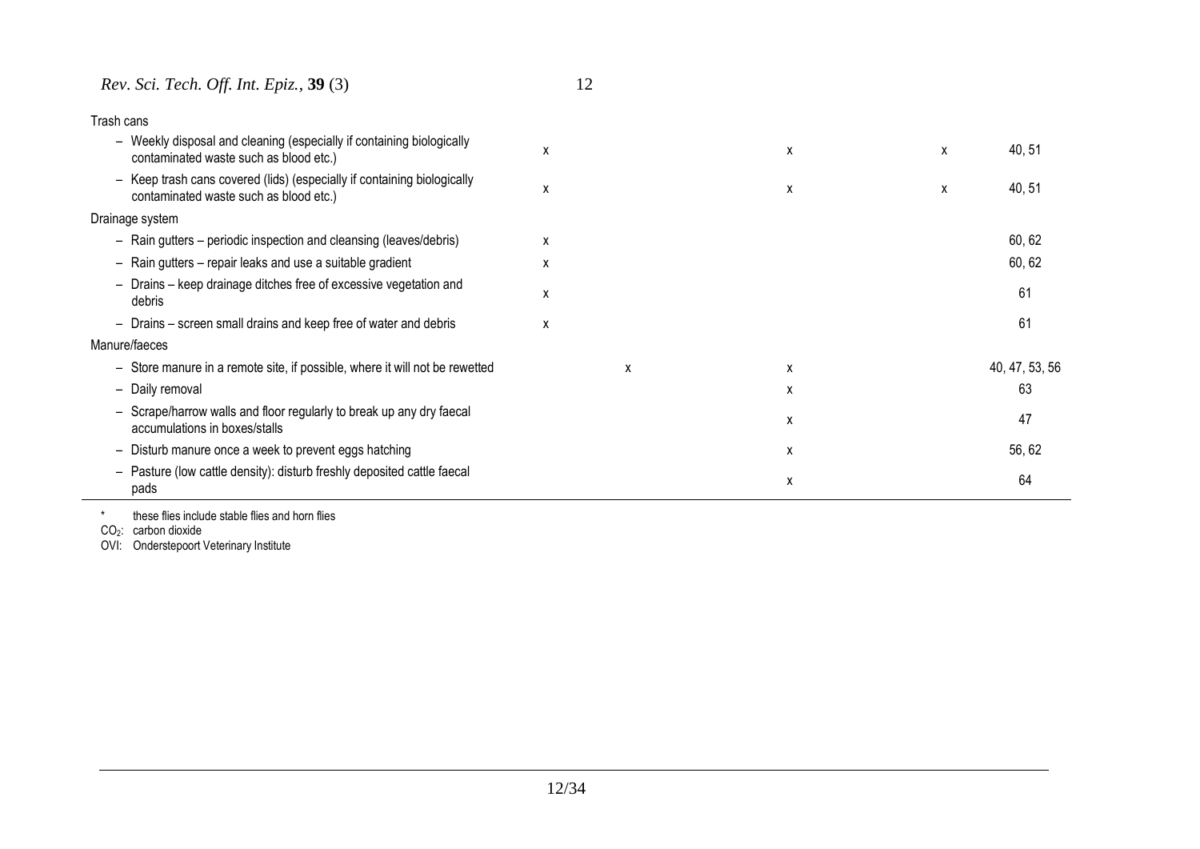| | | | | | |
|---|---|---|---|---|---|
| Trash cans | | | | | |
| – Weekly disposal and cleaning (especially if containing biologically contaminated waste such as blood etc.) | x | | x | x | 40, 51 |
| – Keep trash cans covered (lids) (especially if containing biologically contaminated waste such as blood etc.) | x | | x | x | 40, 51 |
| Drainage system | | | | | |
| – Rain gutters – periodic inspection and cleansing (leaves/debris) | x | | | | 60, 62 |
| – Rain gutters – repair leaks and use a suitable gradient | x | | | | 60, 62 |
| – Drains – keep drainage ditches free of excessive vegetation and debris | x | | | | 61 |
| – Drains – screen small drains and keep free of water and debris | x | | | | 61 |
| Manure/faeces | | | | | |
| – Store manure in a remote site, if possible, where it will not be rewetted | | x | x | | 40, 47, 53, 56 |
| – Daily removal | | | x | | 63 |
| – Scrape/harrow walls and floor regularly to break up any dry faecal accumulations in boxes/stalls | | | x | | 47 |
| – Disturb manure once a week to prevent eggs hatching | | | x | | 56, 62 |
| – Pasture (low cattle density): disturb freshly deposited cattle faecal pads | | | x | | 64 |

\* these flies include stable flies and horn flies

$CO_2$: carbon dioxide

OVI: Onderstepoort Veterinary Institute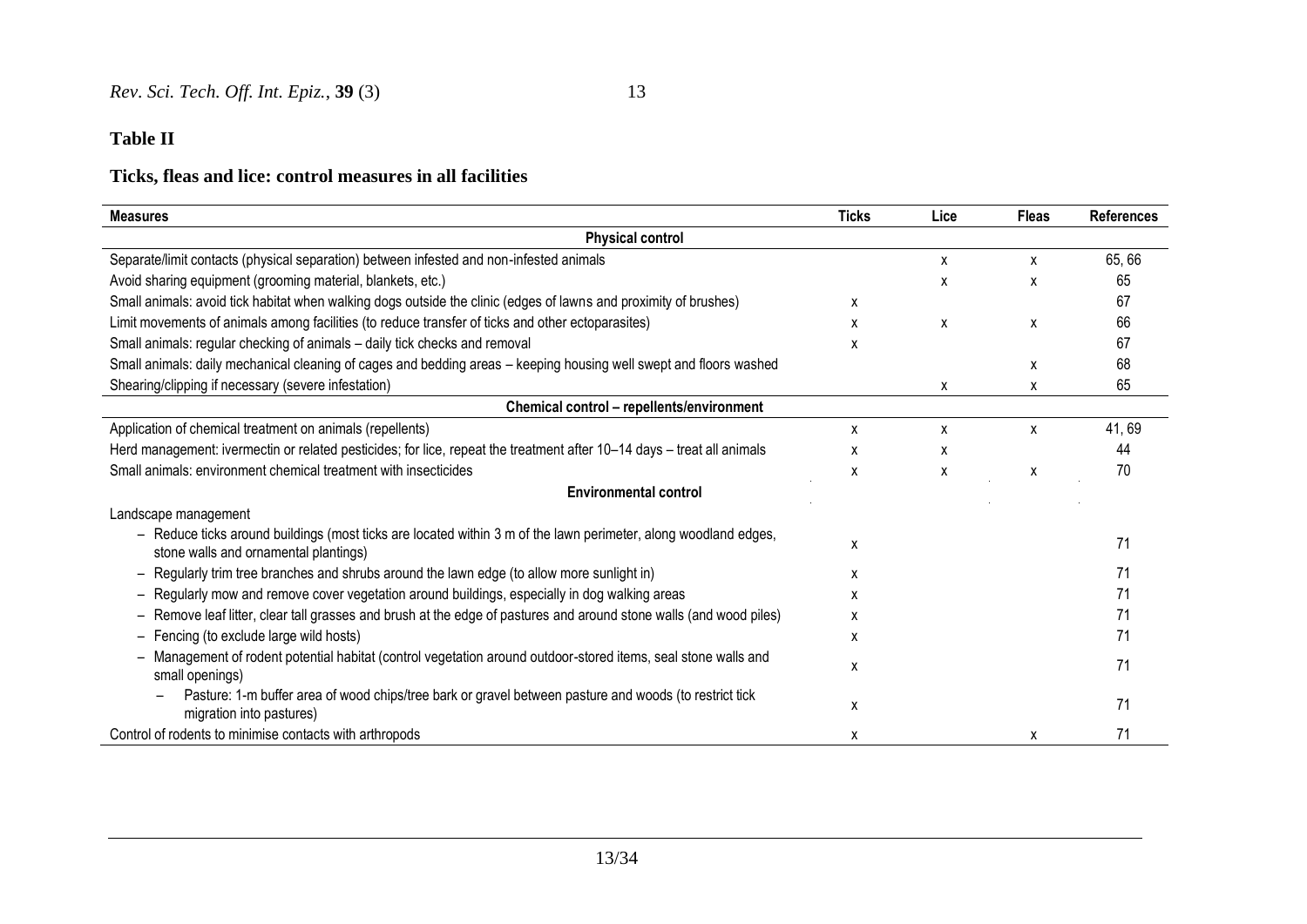**Table II**

**Ticks, fleas and lice: control measures in all facilities**

| Measures | Ticks | Lice | Fleas | References |
|---|---|---|---|---|
| **Physical control** | | | | |
| Separate/limit contacts (physical separation) between infested and non-infested animals | | x | x | 65, 66 |
| Avoid sharing equipment (grooming material, blankets, etc.) | | x | x | 65 |
| Small animals: avoid tick habitat when walking dogs outside the clinic (edges of lawns and proximity of brushes) | x | | | 67 |
| Limit movements of animals among facilities (to reduce transfer of ticks and other ectoparasites) | x | x | x | 66 |
| Small animals: regular checking of animals – daily tick checks and removal | x | | | 67 |
| Small animals: daily mechanical cleaning of cages and bedding areas – keeping housing well swept and floors washed | | | x | 68 |
| Shearing/clipping if necessary (severe infestation) | | x | x | 65 |
| **Chemical control – repellents/environment** | | | | |
| Application of chemical treatment on animals (repellents) | x | x | x | 41, 69 |
| Herd management: ivermectin or related pesticides; for lice, repeat the treatment after 10–14 days – treat all animals | x | x | | 44 |
| Small animals: environment chemical treatment with insecticides | x | x | x | 70 |
| **Environmental control** | | | | |
| Landscape management | | | | |
| – Reduce ticks around buildings (most ticks are located within 3 m of the lawn perimeter, along woodland edges, stone walls and ornamental plantings) | x | | | 71 |
| – Regularly trim tree branches and shrubs around the lawn edge (to allow more sunlight in) | x | | | 71 |
| – Regularly mow and remove cover vegetation around buildings, especially in dog walking areas | x | | | 71 |
| – Remove leaf litter, clear tall grasses and brush at the edge of pastures and around stone walls (and wood piles) | x | | | 71 |
| – Fencing (to exclude large wild hosts) | x | | | 71 |
| – Management of rodent potential habitat (control vegetation around outdoor-stored items, seal stone walls and small openings) | x | | | 71 |
| – Pasture: 1-m buffer area of wood chips/tree bark or gravel between pasture and woods (to restrict tick migration into pastures) | x | | | 71 |
| Control of rodents to minimise contacts with arthropods | x | | x | 71 |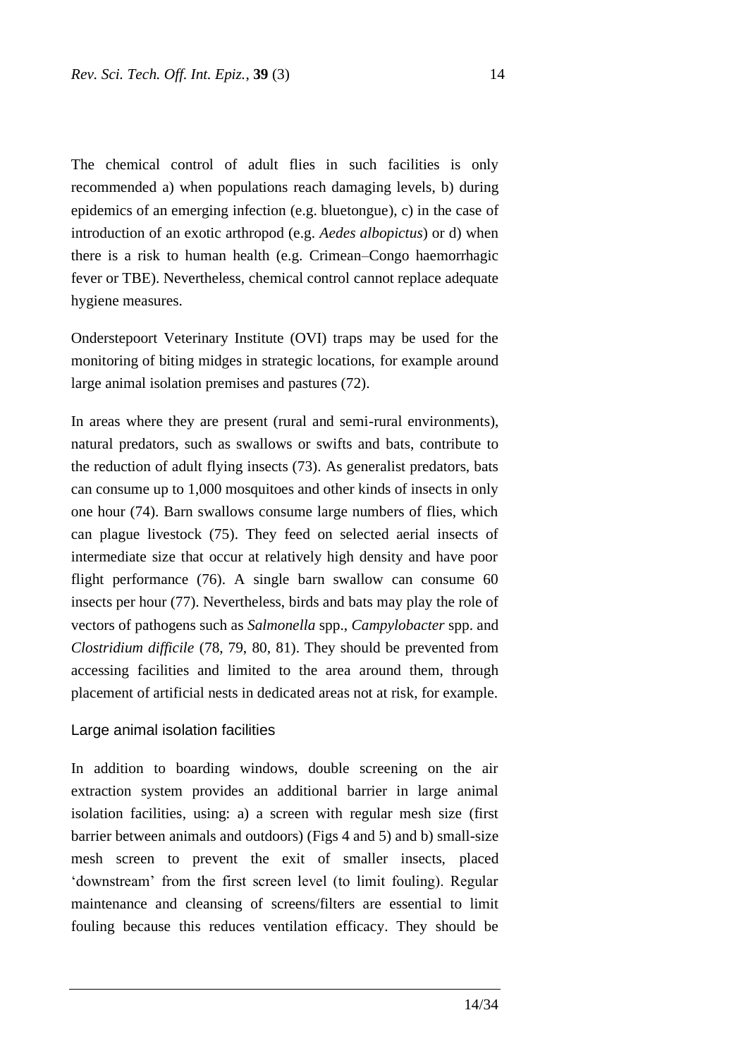The chemical control of adult flies in such facilities is only recommended a) when populations reach damaging levels, b) during epidemics of an emerging infection (e.g. bluetongue), c) in the case of introduction of an exotic arthropod (e.g. *Aedes albopictus*) or d) when there is a risk to human health (e.g. Crimean–Congo haemorrhagic fever or TBE). Nevertheless, chemical control cannot replace adequate hygiene measures.

Onderstepoort Veterinary Institute (OVI) traps may be used for the monitoring of biting midges in strategic locations, for example around large animal isolation premises and pastures (72).

In areas where they are present (rural and semi-rural environments), natural predators, such as swallows or swifts and bats, contribute to the reduction of adult flying insects (73). As generalist predators, bats can consume up to 1,000 mosquitoes and other kinds of insects in only one hour (74). Barn swallows consume large numbers of flies, which can plague livestock (75). They feed on selected aerial insects of intermediate size that occur at relatively high density and have poor flight performance (76). A single barn swallow can consume 60 insects per hour (77). Nevertheless, birds and bats may play the role of vectors of pathogens such as *Salmonella* spp., *Campylobacter* spp. and *Clostridium difficile* (78, 79, 80, 81). They should be prevented from accessing facilities and limited to the area around them, through placement of artificial nests in dedicated areas not at risk, for example.

### Large animal isolation facilities

In addition to boarding windows, double screening on the air extraction system provides an additional barrier in large animal isolation facilities, using: a) a screen with regular mesh size (first barrier between animals and outdoors) (Figs 4 and 5) and b) small-size mesh screen to prevent the exit of smaller insects, placed 'downstream' from the first screen level (to limit fouling). Regular maintenance and cleansing of screens/filters are essential to limit fouling because this reduces ventilation efficacy. They should be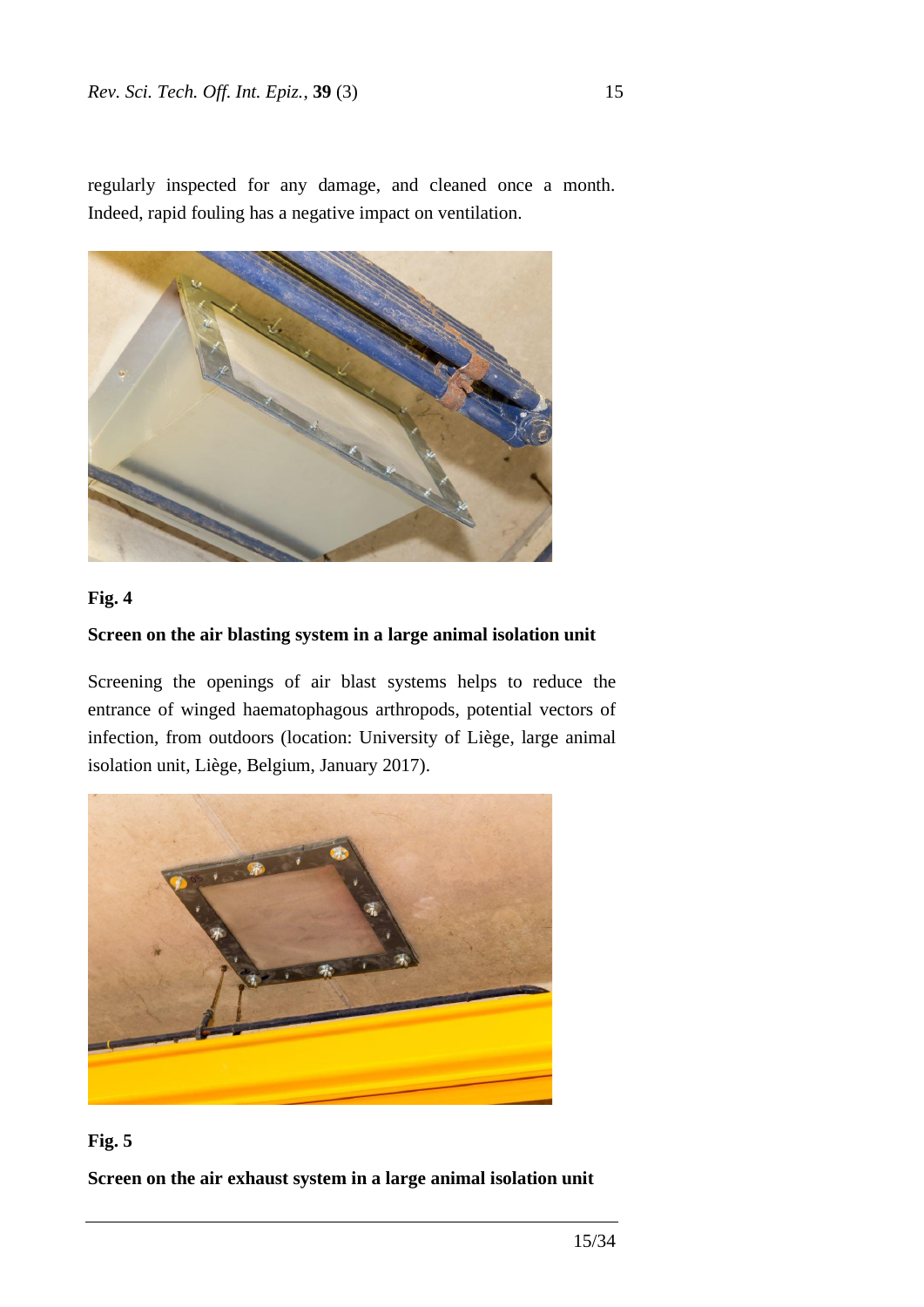regularly inspected for any damage, and cleaned once a month. Indeed, rapid fouling has a negative impact on ventilation.

**Fig. 4**

**Screen on the air blasting system in a large animal isolation unit**

Screening the openings of air blast systems helps to reduce the entrance of winged haematophagous arthropods, potential vectors of infection, from outdoors (location: University of Liège, large animal isolation unit, Liège, Belgium, January 2017).

**Fig. 5**

**Screen on the air exhaust system in a large animal isolation unit**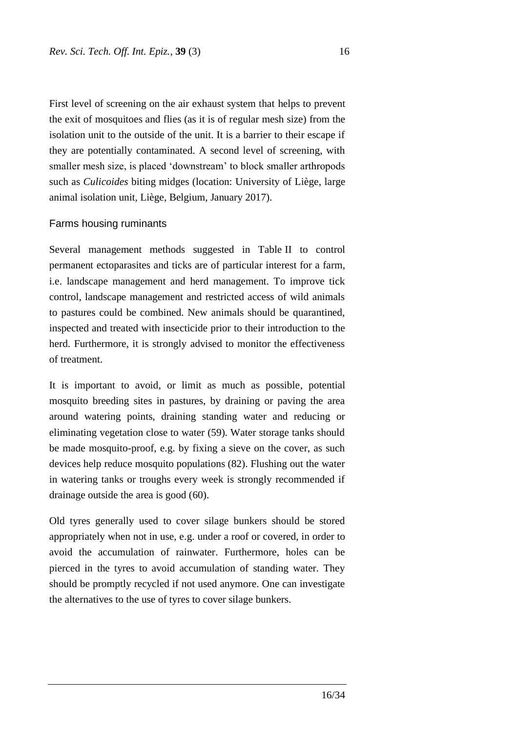First level of screening on the air exhaust system that helps to prevent the exit of mosquitoes and flies (as it is of regular mesh size) from the isolation unit to the outside of the unit. It is a barrier to their escape if they are potentially contaminated. A second level of screening, with smaller mesh size, is placed 'downstream' to block smaller arthropods such as *Culicoides* biting midges (location: University of Liège, large animal isolation unit, Liège, Belgium, January 2017).

### Farms housing ruminants

Several management methods suggested in Table II to control permanent ectoparasites and ticks are of particular interest for a farm, i.e. landscape management and herd management. To improve tick control, landscape management and restricted access of wild animals to pastures could be combined. New animals should be quarantined, inspected and treated with insecticide prior to their introduction to the herd. Furthermore, it is strongly advised to monitor the effectiveness of treatment.

It is important to avoid, or limit as much as possible, potential mosquito breeding sites in pastures, by draining or paving the area around watering points, draining standing water and reducing or eliminating vegetation close to water (59). Water storage tanks should be made mosquito-proof, e.g. by fixing a sieve on the cover, as such devices help reduce mosquito populations (82). Flushing out the water in watering tanks or troughs every week is strongly recommended if drainage outside the area is good (60).

Old tyres generally used to cover silage bunkers should be stored appropriately when not in use, e.g. under a roof or covered, in order to avoid the accumulation of rainwater. Furthermore, holes can be pierced in the tyres to avoid accumulation of standing water. They should be promptly recycled if not used anymore. One can investigate the alternatives to the use of tyres to cover silage bunkers.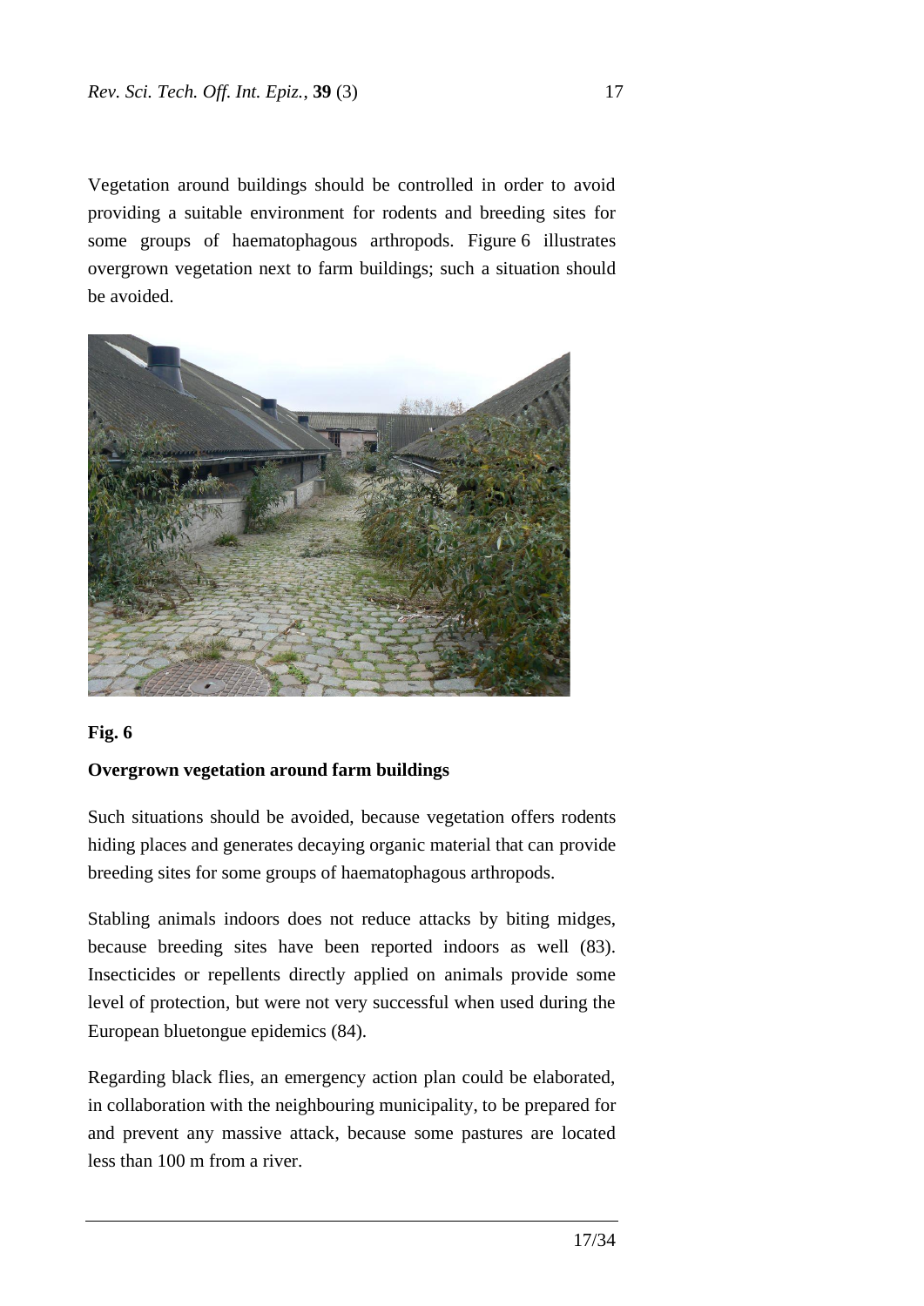Vegetation around buildings should be controlled in order to avoid providing a suitable environment for rodents and breeding sites for some groups of haematophagous arthropods. Figure 6 illustrates overgrown vegetation next to farm buildings; such a situation should be avoided.

**Fig. 6**

**Overgrown vegetation around farm buildings**

Such situations should be avoided, because vegetation offers rodents hiding places and generates decaying organic material that can provide breeding sites for some groups of haematophagous arthropods.

Stabling animals indoors does not reduce attacks by biting midges, because breeding sites have been reported indoors as well (83). Insecticides or repellents directly applied on animals provide some level of protection, but were not very successful when used during the European bluetongue epidemics (84).

Regarding black flies, an emergency action plan could be elaborated, in collaboration with the neighbouring municipality, to be prepared for and prevent any massive attack, because some pastures are located less than 100 m from a river.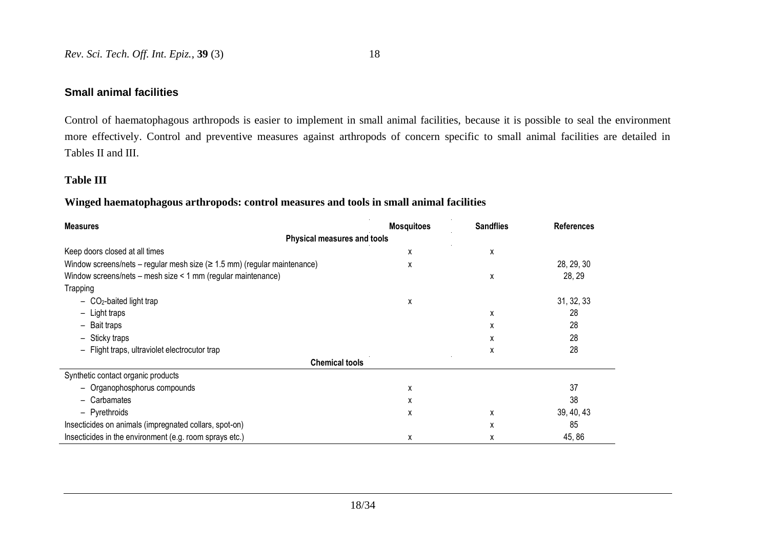### Small animal facilities

Control of haematophagous arthropods is easier to implement in small animal facilities, because it is possible to seal the environment more effectively. Control and preventive measures against arthropods of concern specific to small animal facilities are detailed in Tables II and III.

**Table III**

**Winged haematophagous arthropods: control measures and tools in small animal facilities**

| Measures | Mosquitoes | Sandflies | References |
|---|---|---|---|
| **Physical measures and tools** | | | |
| Keep doors closed at all times | x | x | |
| Window screens/nets – regular mesh size (≥ 1.5 mm) (regular maintenance) | x | | 28, 29, 30 |
| Window screens/nets – mesh size < 1 mm (regular maintenance) | | x | 28, 29 |
| Trapping | | | |
| – $CO_2$-baited light trap | x | | 31, 32, 33 |
| – Light traps | | x | 28 |
| – Bait traps | | x | 28 |
| – Sticky traps | | x | 28 |
| – Flight traps, ultraviolet electrocutor trap | | x | 28 |
| **Chemical tools** | | | |
| Synthetic contact organic products | | | |
| – Organophosphorus compounds | x | | 37 |
| – Carbamates | x | | 38 |
| – Pyrethroids | x | x | 39, 40, 43 |
| Insecticides on animals (impregnated collars, spot-on) | | x | 85 |
| Insecticides in the environment (e.g. room sprays etc.) | x | x | 45, 86 |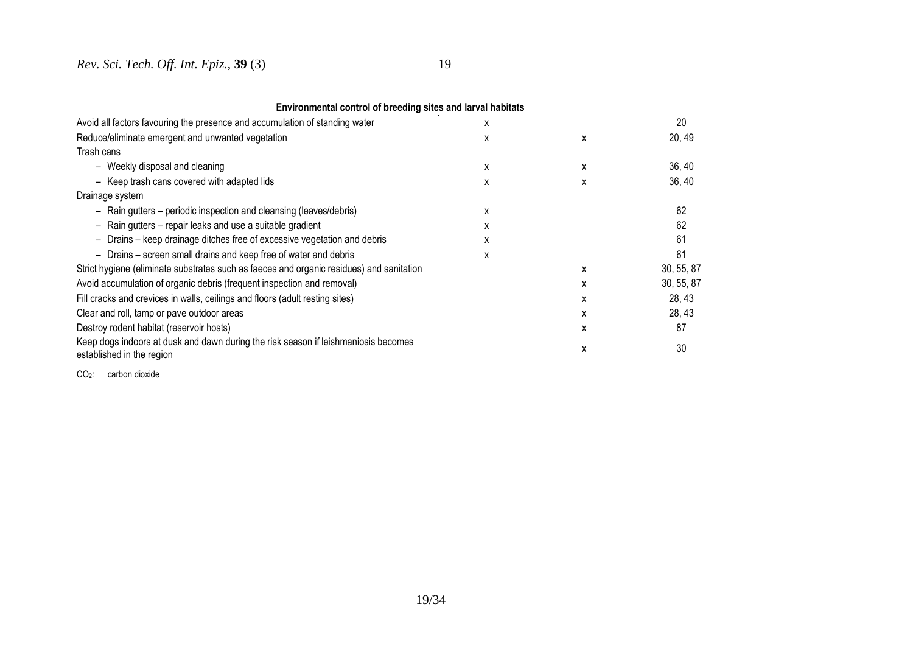| | | | |
|---|---|---|---|
| **Environmental control of breeding sites and larval habitats** | | | |
| Avoid all factors favouring the presence and accumulation of standing water | x | | 20 |
| Reduce/eliminate emergent and unwanted vegetation | x | x | 20, 49 |
| Trash cans | | | |
| – Weekly disposal and cleaning | x | x | 36, 40 |
| – Keep trash cans covered with adapted lids | x | x | 36, 40 |
| Drainage system | | | |
| – Rain gutters – periodic inspection and cleansing (leaves/debris) | x | | 62 |
| – Rain gutters – repair leaks and use a suitable gradient | x | | 62 |
| – Drains – keep drainage ditches free of excessive vegetation and debris | x | | 61 |
| – Drains – screen small drains and keep free of water and debris | x | | 61 |
| Strict hygiene (eliminate substrates such as faeces and organic residues) and sanitation | | x | 30, 55, 87 |
| Avoid accumulation of organic debris (frequent inspection and removal) | | x | 30, 55, 87 |
| Fill cracks and crevices in walls, ceilings and floors (adult resting sites) | | x | 28, 43 |
| Clear and roll, tamp or pave outdoor areas | | x | 28, 43 |
| Destroy rodent habitat (reservoir hosts) | | x | 87 |
| Keep dogs indoors at dusk and dawn during the risk season if leishmaniosis becomes established in the region | | x | 30 |

$CO_2$: carbon dioxide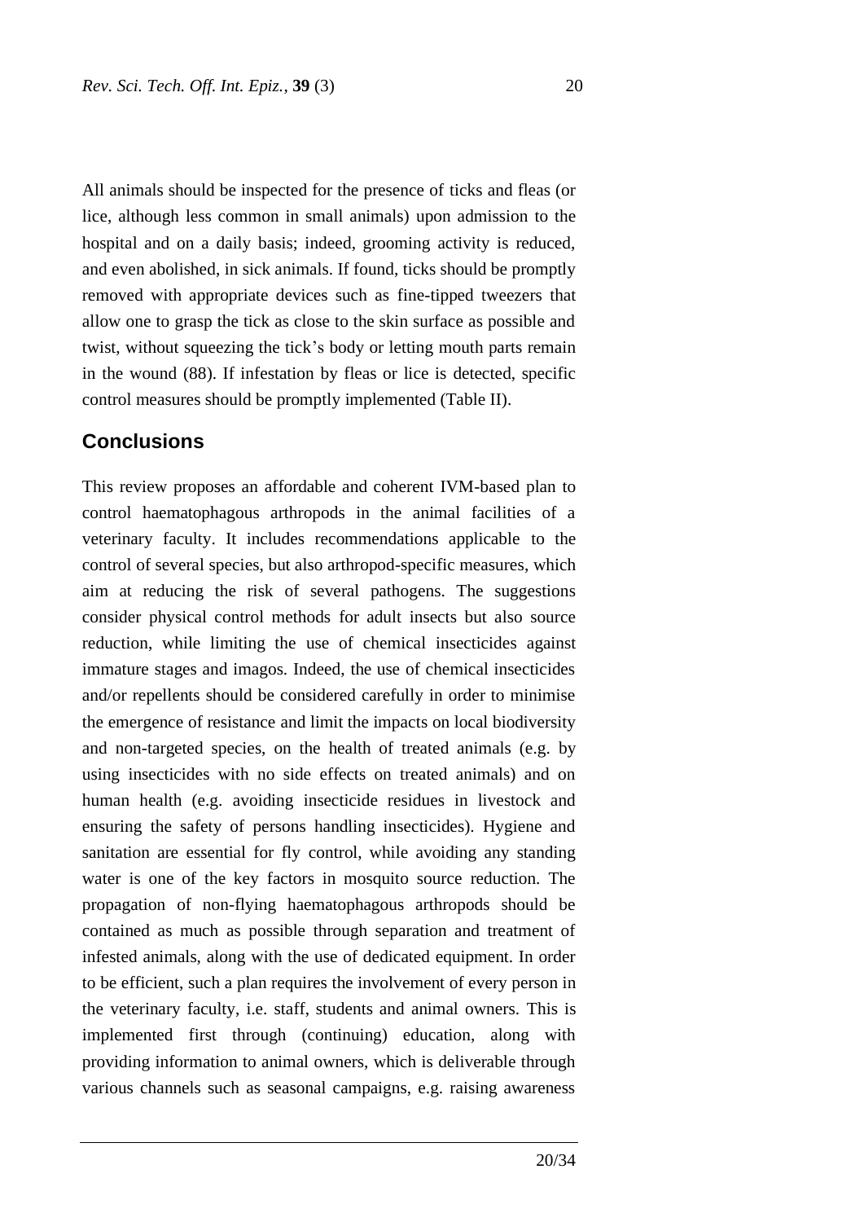All animals should be inspected for the presence of ticks and fleas (or lice, although less common in small animals) upon admission to the hospital and on a daily basis; indeed, grooming activity is reduced, and even abolished, in sick animals. If found, ticks should be promptly removed with appropriate devices such as fine-tipped tweezers that allow one to grasp the tick as close to the skin surface as possible and twist, without squeezing the tick's body or letting mouth parts remain in the wound (88). If infestation by fleas or lice is detected, specific control measures should be promptly implemented (Table II).

## Conclusions

This review proposes an affordable and coherent IVM-based plan to control haematophagous arthropods in the animal facilities of a veterinary faculty. It includes recommendations applicable to the control of several species, but also arthropod-specific measures, which aim at reducing the risk of several pathogens. The suggestions consider physical control methods for adult insects but also source reduction, while limiting the use of chemical insecticides against immature stages and imagos. Indeed, the use of chemical insecticides and/or repellents should be considered carefully in order to minimise the emergence of resistance and limit the impacts on local biodiversity and non-targeted species, on the health of treated animals (e.g. by using insecticides with no side effects on treated animals) and on human health (e.g. avoiding insecticide residues in livestock and ensuring the safety of persons handling insecticides). Hygiene and sanitation are essential for fly control, while avoiding any standing water is one of the key factors in mosquito source reduction. The propagation of non-flying haematophagous arthropods should be contained as much as possible through separation and treatment of infested animals, along with the use of dedicated equipment. In order to be efficient, such a plan requires the involvement of every person in the veterinary faculty, i.e. staff, students and animal owners. This is implemented first through (continuing) education, along with providing information to animal owners, which is deliverable through various channels such as seasonal campaigns, e.g. raising awareness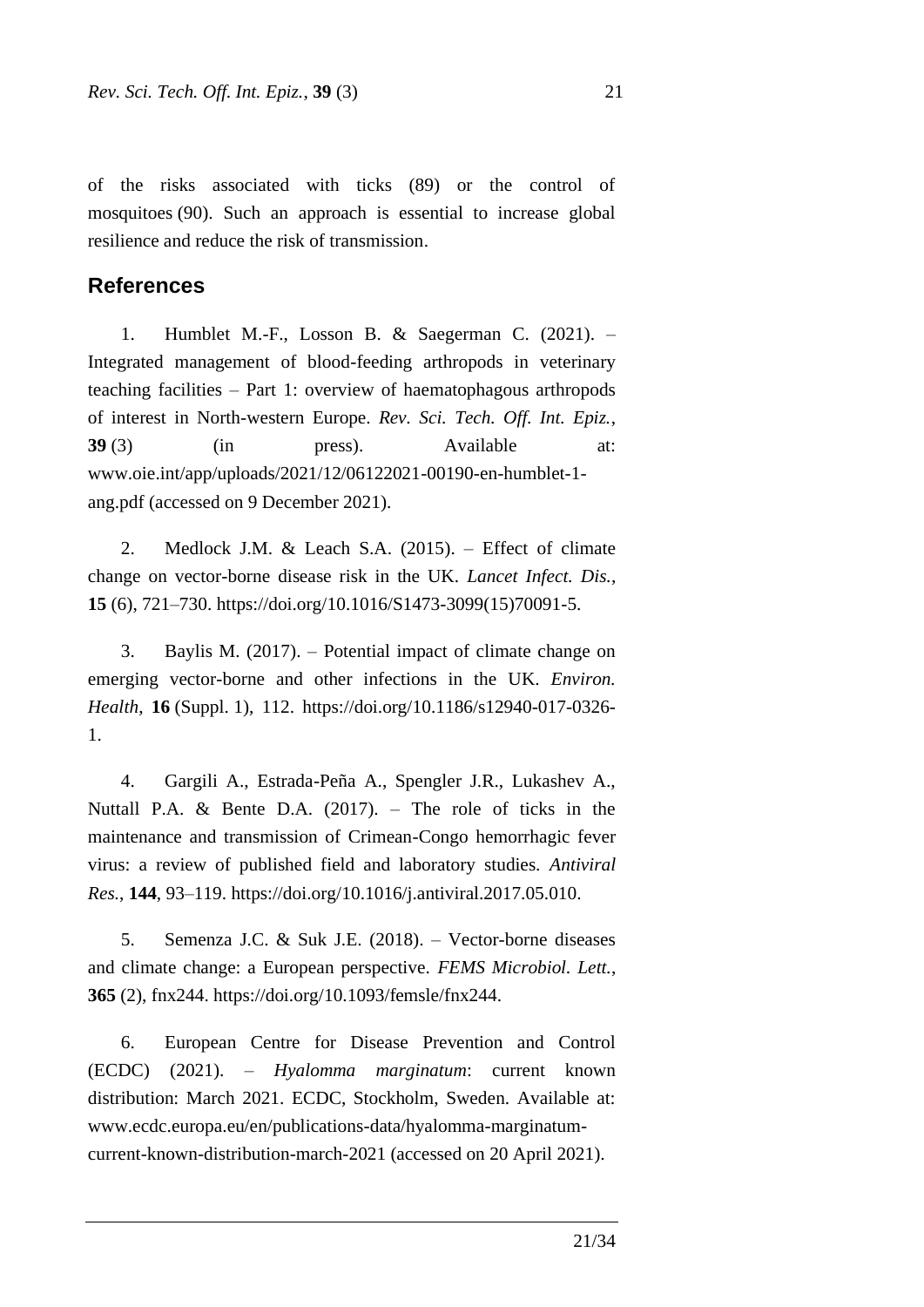of the risks associated with ticks (89) or the control of mosquitoes (90). Such an approach is essential to increase global resilience and reduce the risk of transmission.

## References

1. Humblet M.-F., Losson B. & Saegerman C. (2021). – Integrated management of blood-feeding arthropods in veterinary teaching facilities – Part 1: overview of haematophagous arthropods of interest in North-western Europe. *Rev. Sci. Tech. Off. Int. Epiz.*, **39** (3) (in press). Available at: www.oie.int/app/uploads/2021/12/06122021-00190-en-humblet-1-ang.pdf (accessed on 9 December 2021).

2. Medlock J.M. & Leach S.A. (2015). – Effect of climate change on vector-borne disease risk in the UK. *Lancet Infect. Dis.*, **15** (6), 721–730. https://doi.org/10.1016/S1473-3099(15)70091-5.

3. Baylis M. (2017). – Potential impact of climate change on emerging vector-borne and other infections in the UK. *Environ. Health*, **16** (Suppl. 1), 112. https://doi.org/10.1186/s12940-017-0326-1.

4. Gargili A., Estrada-Peña A., Spengler J.R., Lukashev A., Nuttall P.A. & Bente D.A. (2017). – The role of ticks in the maintenance and transmission of Crimean-Congo hemorrhagic fever virus: a review of published field and laboratory studies. *Antiviral Res.*, **144**, 93–119. https://doi.org/10.1016/j.antiviral.2017.05.010.

5. Semenza J.C. & Suk J.E. (2018). – Vector-borne diseases and climate change: a European perspective. *FEMS Microbiol. Lett.*, **365** (2), fnx244. https://doi.org/10.1093/femsle/fnx244.

6. European Centre for Disease Prevention and Control (ECDC) (2021). – *Hyalomma marginatum*: current known distribution: March 2021. ECDC, Stockholm, Sweden. Available at: www.ecdc.europa.eu/en/publications-data/hyalomma-marginatum-current-known-distribution-march-2021 (accessed on 20 April 2021).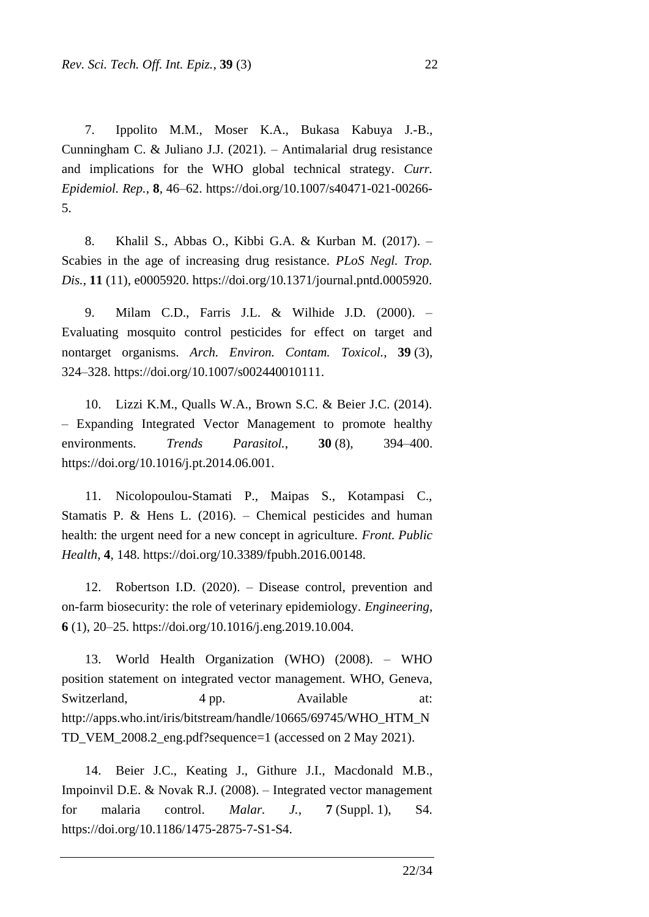7. Ippolito M.M., Moser K.A., Bukasa Kabuya J.-B., Cunningham C. & Juliano J.J. (2021). – Antimalarial drug resistance and implications for the WHO global technical strategy. *Curr. Epidemiol. Rep.*, **8**, 46–62. https://doi.org/10.1007/s40471-021-00266-5.

8. Khalil S., Abbas O., Kibbi G.A. & Kurban M. (2017). – Scabies in the age of increasing drug resistance. *PLoS Negl. Trop. Dis.*, **11** (11), e0005920. https://doi.org/10.1371/journal.pntd.0005920.

9. Milam C.D., Farris J.L. & Wilhide J.D. (2000). – Evaluating mosquito control pesticides for effect on target and nontarget organisms. *Arch. Environ. Contam. Toxicol.*, **39** (3), 324–328. https://doi.org/10.1007/s002440010111.

10. Lizzi K.M., Qualls W.A., Brown S.C. & Beier J.C. (2014). – Expanding Integrated Vector Management to promote healthy environments. *Trends Parasitol.*, **30** (8), 394–400. https://doi.org/10.1016/j.pt.2014.06.001.

11. Nicolopoulou-Stamati P., Maipas S., Kotampasi C., Stamatis P. & Hens L. (2016). – Chemical pesticides and human health: the urgent need for a new concept in agriculture. *Front. Public Health*, **4**, 148. https://doi.org/10.3389/fpubh.2016.00148.

12. Robertson I.D. (2020). – Disease control, prevention and on-farm biosecurity: the role of veterinary epidemiology. *Engineering*, **6** (1), 20–25. https://doi.org/10.1016/j.eng.2019.10.004.

13. World Health Organization (WHO) (2008). – WHO position statement on integrated vector management. WHO, Geneva, Switzerland, 4 pp. Available at: http://apps.who.int/iris/bitstream/handle/10665/69745/WHO_HTM_NTD_VEM_2008.2_eng.pdf?sequence=1 (accessed on 2 May 2021).

14. Beier J.C., Keating J., Githure J.I., Macdonald M.B., Impoinvil D.E. & Novak R.J. (2008). – Integrated vector management for malaria control. *Malar. J.*, **7** (Suppl. 1), S4. https://doi.org/10.1186/1475-2875-7-S1-S4.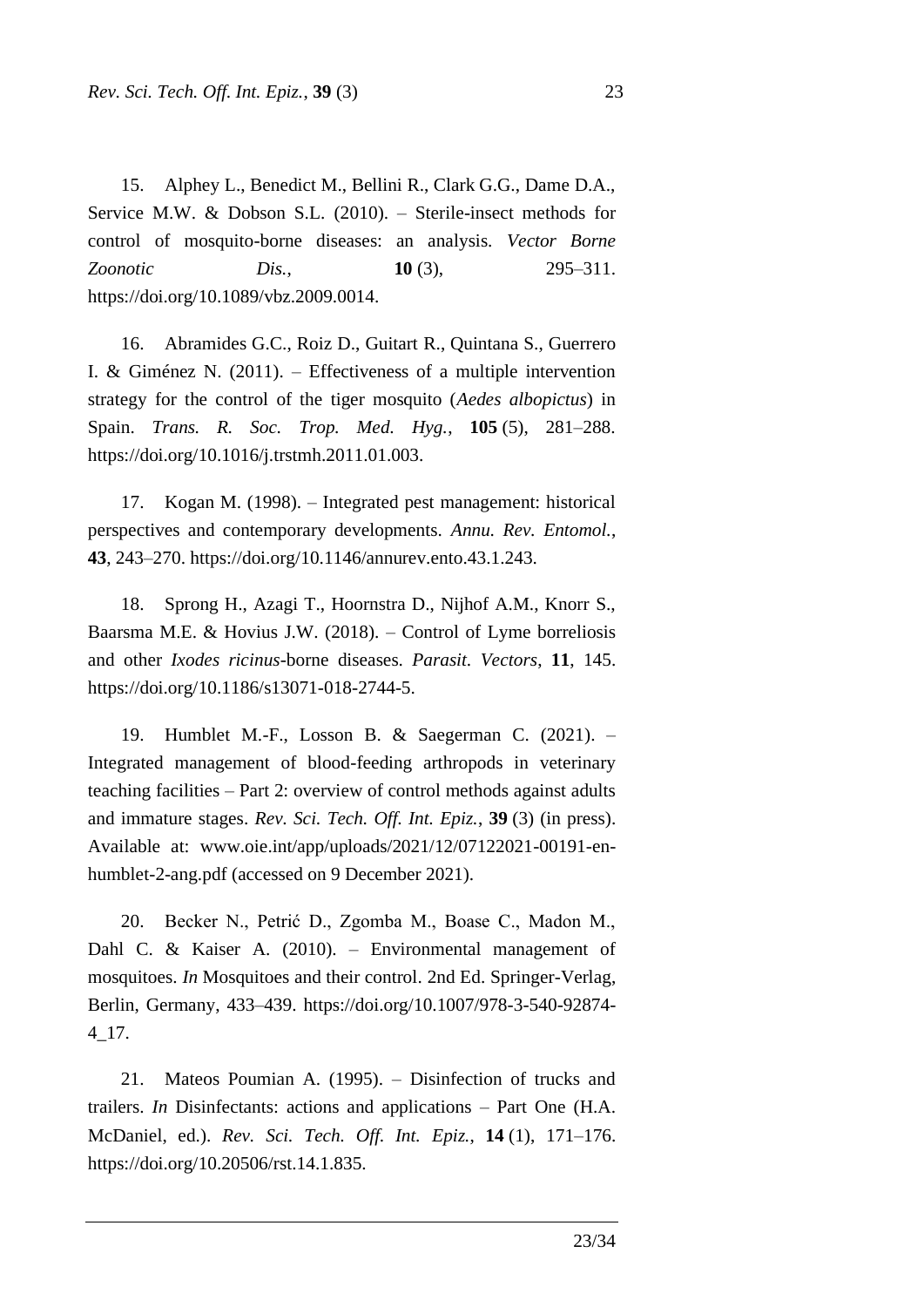15. Alphey L., Benedict M., Bellini R., Clark G.G., Dame D.A., Service M.W. & Dobson S.L. (2010). – Sterile-insect methods for control of mosquito-borne diseases: an analysis. *Vector Borne Zoonotic Dis.*, **10** (3), 295–311. https://doi.org/10.1089/vbz.2009.0014.

16. Abramides G.C., Roiz D., Guitart R., Quintana S., Guerrero I. & Giménez N. (2011). – Effectiveness of a multiple intervention strategy for the control of the tiger mosquito (*Aedes albopictus*) in Spain. *Trans. R. Soc. Trop. Med. Hyg.*, **105** (5), 281–288. https://doi.org/10.1016/j.trstmh.2011.01.003.

17. Kogan M. (1998). – Integrated pest management: historical perspectives and contemporary developments. *Annu. Rev. Entomol.*, **43**, 243–270. https://doi.org/10.1146/annurev.ento.43.1.243.

18. Sprong H., Azagi T., Hoornstra D., Nijhof A.M., Knorr S., Baarsma M.E. & Hovius J.W. (2018). – Control of Lyme borreliosis and other *Ixodes ricinus*-borne diseases. *Parasit. Vectors*, **11**, 145. https://doi.org/10.1186/s13071-018-2744-5.

19. Humblet M.-F., Losson B. & Saegerman C. (2021). – Integrated management of blood-feeding arthropods in veterinary teaching facilities – Part 2: overview of control methods against adults and immature stages. *Rev. Sci. Tech. Off. Int. Epiz.*, **39** (3) (in press). Available at: www.oie.int/app/uploads/2021/12/07122021-00191-en-humblet-2-ang.pdf (accessed on 9 December 2021).

20. Becker N., Petrić D., Zgomba M., Boase C., Madon M., Dahl C. & Kaiser A. (2010). – Environmental management of mosquitoes. *In* Mosquitoes and their control. 2nd Ed. Springer-Verlag, Berlin, Germany, 433–439. https://doi.org/10.1007/978-3-540-92874-4_17.

21. Mateos Poumian A. (1995). – Disinfection of trucks and trailers. *In* Disinfectants: actions and applications – Part One (H.A. McDaniel, ed.). *Rev. Sci. Tech. Off. Int. Epiz.*, **14** (1), 171–176. https://doi.org/10.20506/rst.14.1.835.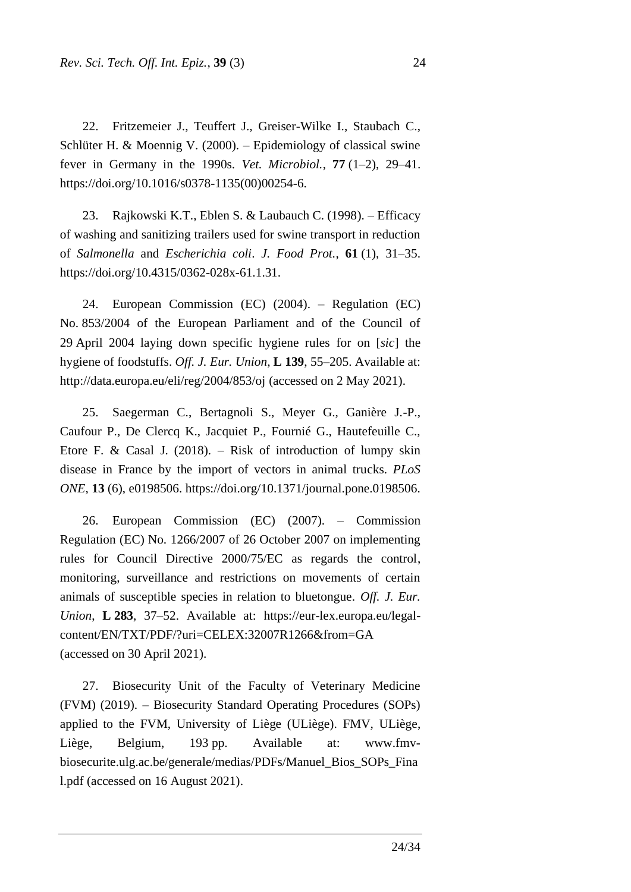22. Fritzemeier J., Teuffert J., Greiser-Wilke I., Staubach C., Schlüter H. & Moennig V. (2000). – Epidemiology of classical swine fever in Germany in the 1990s. *Vet. Microbiol.*, **77** (1–2), 29–41. https://doi.org/10.1016/s0378-1135(00)00254-6.

23. Rajkowski K.T., Eblen S. & Laubauch C. (1998). – Efficacy of washing and sanitizing trailers used for swine transport in reduction of *Salmonella* and *Escherichia coli*. *J. Food Prot.*, **61** (1), 31–35. https://doi.org/10.4315/0362-028x-61.1.31.

24. European Commission (EC) (2004). – Regulation (EC) No. 853/2004 of the European Parliament and of the Council of 29 April 2004 laying down specific hygiene rules for on [*sic*] the hygiene of foodstuffs. *Off. J. Eur. Union*, **L 139**, 55–205. Available at: http://data.europa.eu/eli/reg/2004/853/oj (accessed on 2 May 2021).

25. Saegerman C., Bertagnoli S., Meyer G., Ganière J.-P., Caufour P., De Clercq K., Jacquiet P., Fournié G., Hautefeuille C., Etore F. & Casal J. (2018). – Risk of introduction of lumpy skin disease in France by the import of vectors in animal trucks. *PLoS ONE*, **13** (6), e0198506. https://doi.org/10.1371/journal.pone.0198506.

26. European Commission (EC) (2007). – Commission Regulation (EC) No. 1266/2007 of 26 October 2007 on implementing rules for Council Directive 2000/75/EC as regards the control, monitoring, surveillance and restrictions on movements of certain animals of susceptible species in relation to bluetongue. *Off. J. Eur. Union*, **L 283**, 37–52. Available at: https://eur-lex.europa.eu/legal-content/EN/TXT/PDF/?uri=CELEX:32007R1266&from=GA (accessed on 30 April 2021).

27. Biosecurity Unit of the Faculty of Veterinary Medicine (FVM) (2019). – Biosecurity Standard Operating Procedures (SOPs) applied to the FVM, University of Liège (ULiège). FMV, ULiège, Liège, Belgium, 193 pp. Available at: www.fmv-biosecurite.ulg.ac.be/generale/medias/PDFs/Manuel_Bios_SOPs_Final.pdf (accessed on 16 August 2021).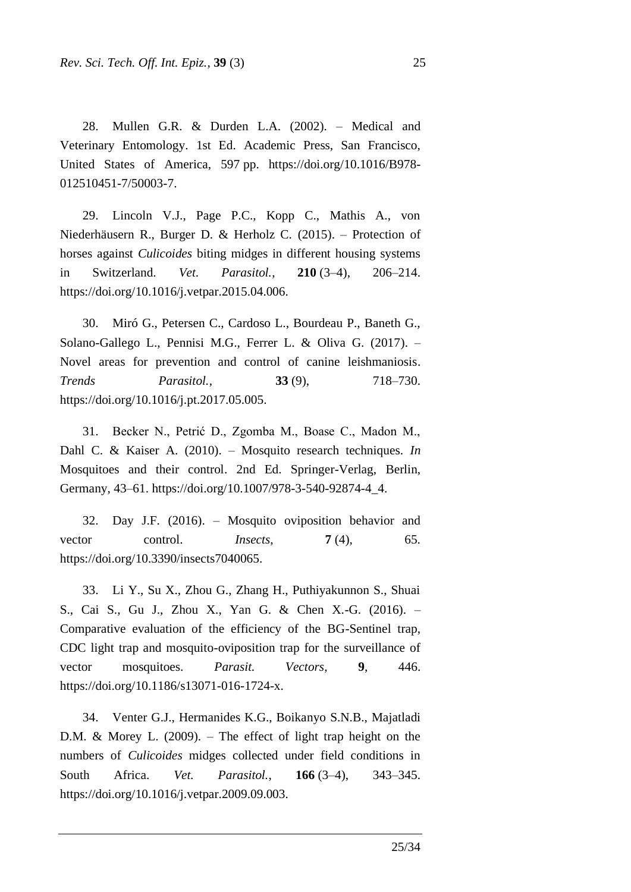28. Mullen G.R. & Durden L.A. (2002). – Medical and Veterinary Entomology. 1st Ed. Academic Press, San Francisco, United States of America, 597 pp. https://doi.org/10.1016/B978-012510451-7/50003-7.

29. Lincoln V.J., Page P.C., Kopp C., Mathis A., von Niederhäusern R., Burger D. & Herholz C. (2015). – Protection of horses against *Culicoides* biting midges in different housing systems in Switzerland. *Vet. Parasitol.*, **210** (3–4), 206–214. https://doi.org/10.1016/j.vetpar.2015.04.006.

30. Miró G., Petersen C., Cardoso L., Bourdeau P., Baneth G., Solano-Gallego L., Pennisi M.G., Ferrer L. & Oliva G. (2017). – Novel areas for prevention and control of canine leishmaniosis. *Trends Parasitol.*, **33** (9), 718–730. https://doi.org/10.1016/j.pt.2017.05.005.

31. Becker N., Petrić D., Zgomba M., Boase C., Madon M., Dahl C. & Kaiser A. (2010). – Mosquito research techniques. *In* Mosquitoes and their control. 2nd Ed. Springer-Verlag, Berlin, Germany, 43–61. https://doi.org/10.1007/978-3-540-92874-4_4.

32. Day J.F. (2016). – Mosquito oviposition behavior and vector control. *Insects*, **7** (4), 65. https://doi.org/10.3390/insects7040065.

33. Li Y., Su X., Zhou G., Zhang H., Puthiyakunnon S., Shuai S., Cai S., Gu J., Zhou X., Yan G. & Chen X.-G. (2016). – Comparative evaluation of the efficiency of the BG-Sentinel trap, CDC light trap and mosquito-oviposition trap for the surveillance of vector mosquitoes. *Parasit. Vectors*, **9**, 446. https://doi.org/10.1186/s13071-016-1724-x.

34. Venter G.J., Hermanides K.G., Boikanyo S.N.B., Majatladi D.M. & Morey L. (2009). – The effect of light trap height on the numbers of *Culicoides* midges collected under field conditions in South Africa. *Vet. Parasitol.*, **166** (3–4), 343–345. https://doi.org/10.1016/j.vetpar.2009.09.003.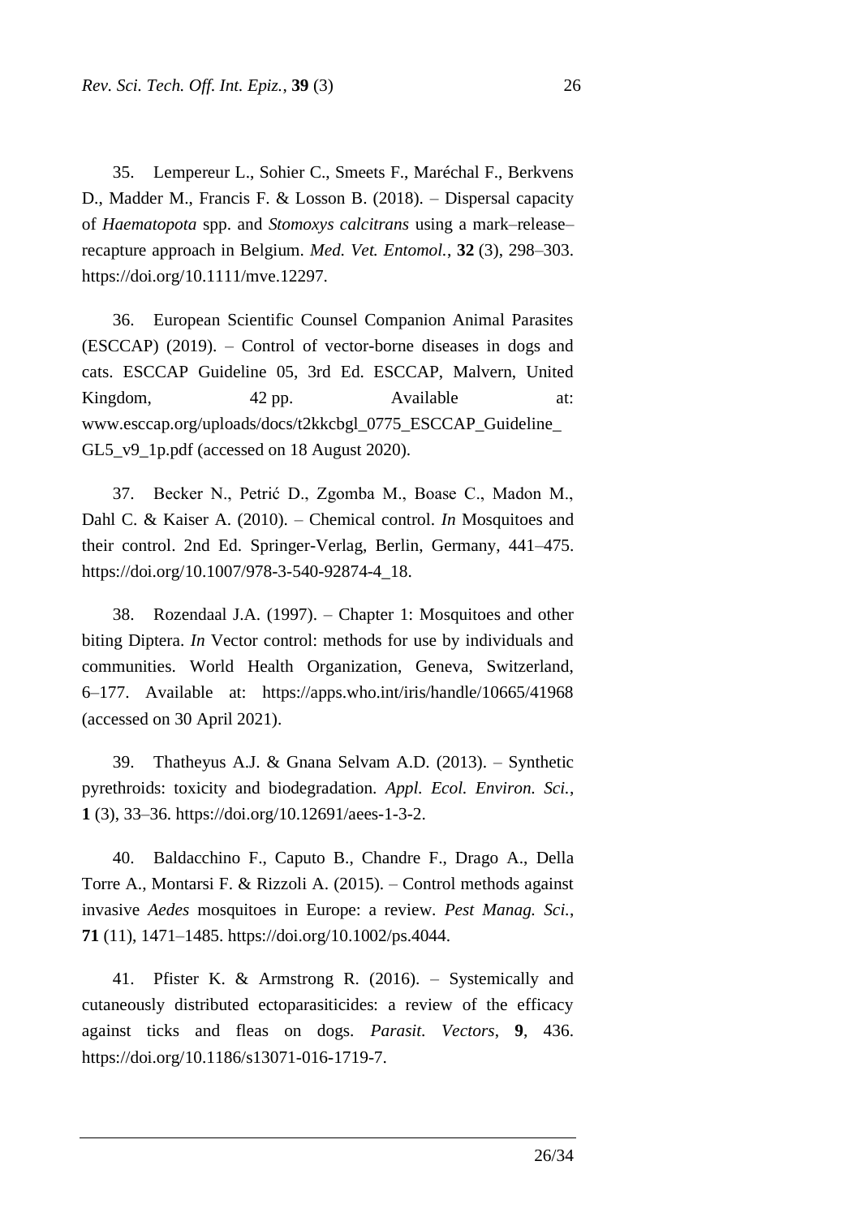35. Lempereur L., Sohier C., Smeets F., Maréchal F., Berkvens D., Madder M., Francis F. & Losson B. (2018). – Dispersal capacity of *Haematopota* spp. and *Stomoxys calcitrans* using a mark–release–recapture approach in Belgium. *Med. Vet. Entomol.*, **32** (3), 298–303. https://doi.org/10.1111/mve.12297.

36. European Scientific Counsel Companion Animal Parasites (ESCCAP) (2019). – Control of vector-borne diseases in dogs and cats. ESCCAP Guideline 05, 3rd Ed. ESCCAP, Malvern, United Kingdom, 42 pp. Available at: www.esccap.org/uploads/docs/t2kkcbgl_0775_ESCCAP_Guideline_GL5_v9_1p.pdf (accessed on 18 August 2020).

37. Becker N., Petrić D., Zgomba M., Boase C., Madon M., Dahl C. & Kaiser A. (2010). – Chemical control. *In* Mosquitoes and their control. 2nd Ed. Springer-Verlag, Berlin, Germany, 441–475. https://doi.org/10.1007/978-3-540-92874-4_18.

38. Rozendaal J.A. (1997). – Chapter 1: Mosquitoes and other biting Diptera. *In* Vector control: methods for use by individuals and communities. World Health Organization, Geneva, Switzerland, 6–177. Available at: https://apps.who.int/iris/handle/10665/41968 (accessed on 30 April 2021).

39. Thatheyus A.J. & Gnana Selvam A.D. (2013). – Synthetic pyrethroids: toxicity and biodegradation. *Appl. Ecol. Environ. Sci.*, **1** (3), 33–36. https://doi.org/10.12691/aees-1-3-2.

40. Baldacchino F., Caputo B., Chandre F., Drago A., Della Torre A., Montarsi F. & Rizzoli A. (2015). – Control methods against invasive *Aedes* mosquitoes in Europe: a review. *Pest Manag. Sci.*, **71** (11), 1471–1485. https://doi.org/10.1002/ps.4044.

41. Pfister K. & Armstrong R. (2016). – Systemically and cutaneously distributed ectoparasiticides: a review of the efficacy against ticks and fleas on dogs. *Parasit. Vectors*, **9**, 436. https://doi.org/10.1186/s13071-016-1719-7.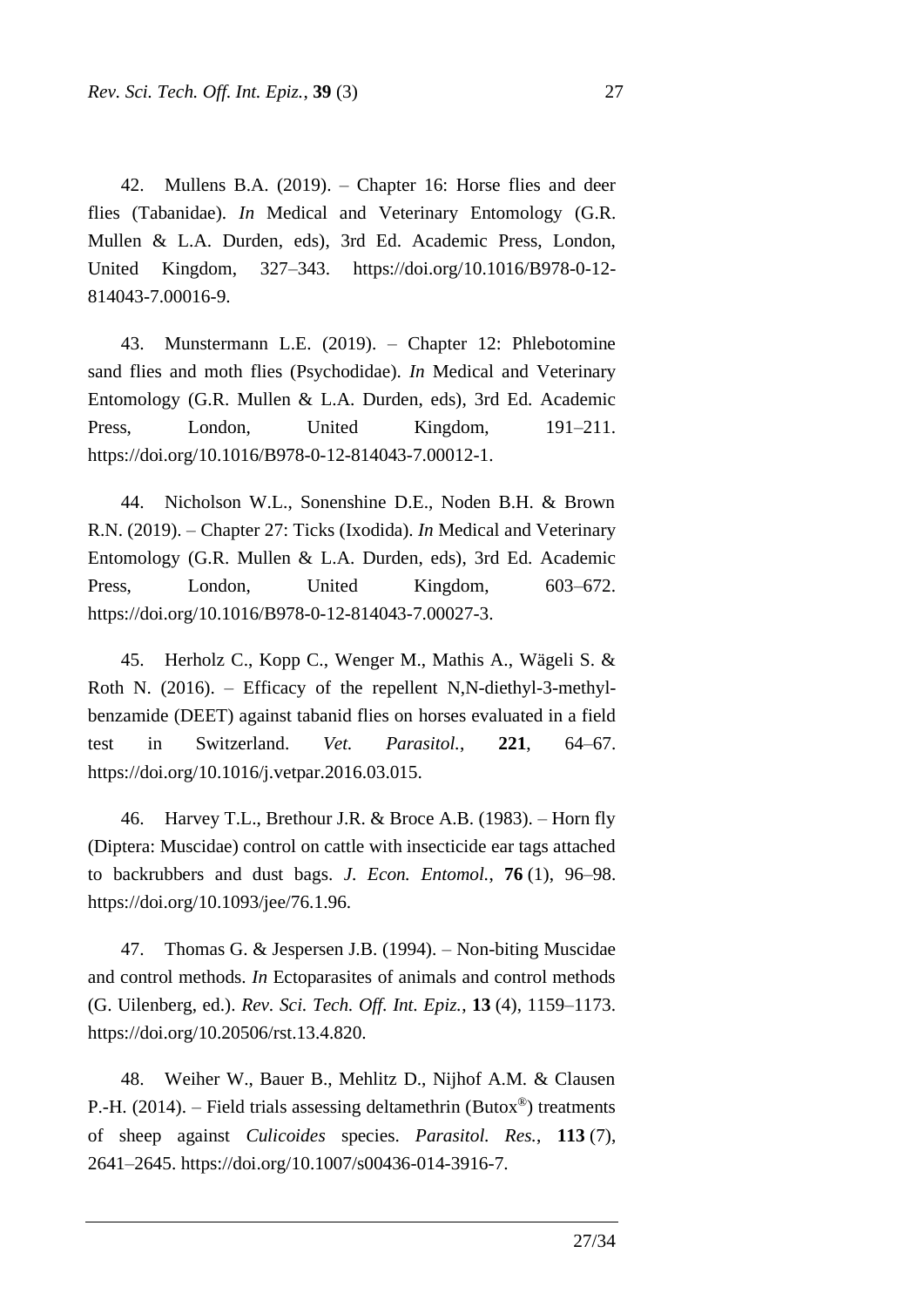42. Mullens B.A. (2019). – Chapter 16: Horse flies and deer flies (Tabanidae). *In* Medical and Veterinary Entomology (G.R. Mullen & L.A. Durden, eds), 3rd Ed. Academic Press, London, United Kingdom, 327–343. https://doi.org/10.1016/B978-0-12-814043-7.00016-9.

43. Munstermann L.E. (2019). – Chapter 12: Phlebotomine sand flies and moth flies (Psychodidae). *In* Medical and Veterinary Entomology (G.R. Mullen & L.A. Durden, eds), 3rd Ed. Academic Press, London, United Kingdom, 191–211. https://doi.org/10.1016/B978-0-12-814043-7.00012-1.

44. Nicholson W.L., Sonenshine D.E., Noden B.H. & Brown R.N. (2019). – Chapter 27: Ticks (Ixodida). *In* Medical and Veterinary Entomology (G.R. Mullen & L.A. Durden, eds), 3rd Ed. Academic Press, London, United Kingdom, 603–672. https://doi.org/10.1016/B978-0-12-814043-7.00027-3.

45. Herholz C., Kopp C., Wenger M., Mathis A., Wägeli S. & Roth N. (2016). – Efficacy of the repellent N,N-diethyl-3-methyl-benzamide (DEET) against tabanid flies on horses evaluated in a field test in Switzerland. *Vet. Parasitol.*, **221**, 64–67. https://doi.org/10.1016/j.vetpar.2016.03.015.

46. Harvey T.L., Brethour J.R. & Broce A.B. (1983). – Horn fly (Diptera: Muscidae) control on cattle with insecticide ear tags attached to backrubbers and dust bags. *J. Econ. Entomol.*, **76** (1), 96–98. https://doi.org/10.1093/jee/76.1.96.

47. Thomas G. & Jespersen J.B. (1994). – Non-biting Muscidae and control methods. *In* Ectoparasites of animals and control methods (G. Uilenberg, ed.). *Rev. Sci. Tech. Off. Int. Epiz.*, **13** (4), 1159–1173. https://doi.org/10.20506/rst.13.4.820.

48. Weiher W., Bauer B., Mehlitz D., Nijhof A.M. & Clausen P.-H. (2014). – Field trials assessing deltamethrin (Butox®) treatments of sheep against *Culicoides* species. *Parasitol. Res.*, **113** (7), 2641–2645. https://doi.org/10.1007/s00436-014-3916-7.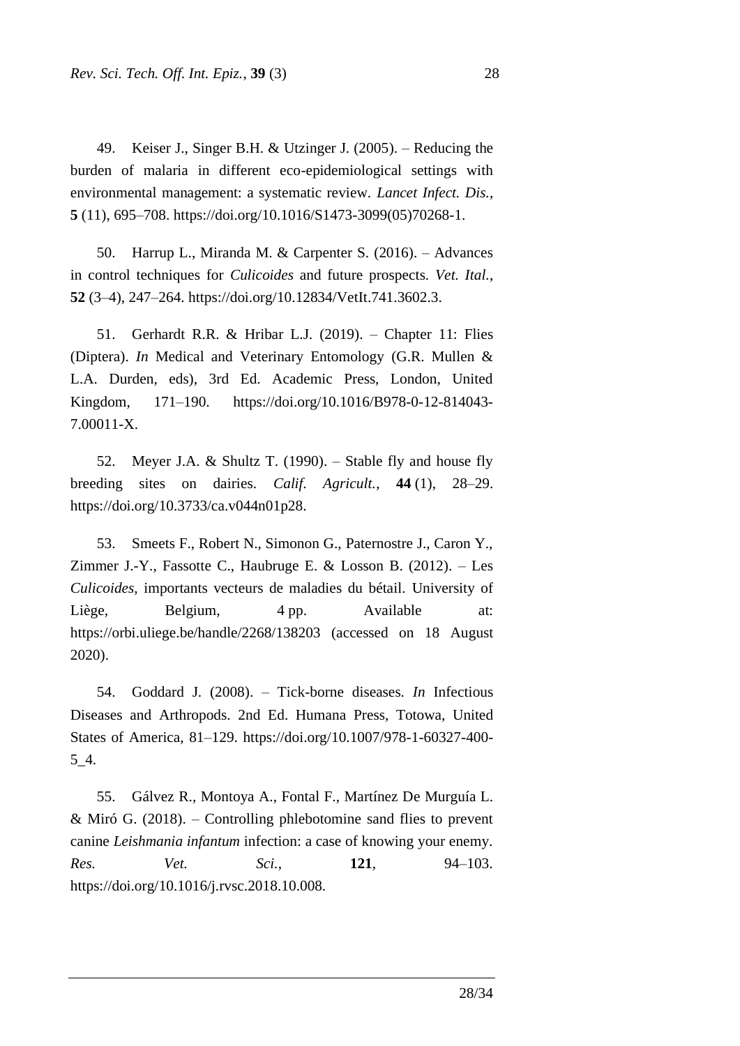49. Keiser J., Singer B.H. & Utzinger J. (2005). – Reducing the burden of malaria in different eco-epidemiological settings with environmental management: a systematic review. *Lancet Infect. Dis.*, **5** (11), 695–708. https://doi.org/10.1016/S1473-3099(05)70268-1.

50. Harrup L., Miranda M. & Carpenter S. (2016). – Advances in control techniques for *Culicoides* and future prospects. *Vet. Ital.*, **52** (3–4), 247–264. https://doi.org/10.12834/VetIt.741.3602.3.

51. Gerhardt R.R. & Hribar L.J. (2019). – Chapter 11: Flies (Diptera). *In* Medical and Veterinary Entomology (G.R. Mullen & L.A. Durden, eds), 3rd Ed. Academic Press, London, United Kingdom, 171–190. https://doi.org/10.1016/B978-0-12-814043-7.00011-X.

52. Meyer J.A. & Shultz T. (1990). – Stable fly and house fly breeding sites on dairies. *Calif. Agricult.*, **44** (1), 28–29. https://doi.org/10.3733/ca.v044n01p28.

53. Smeets F., Robert N., Simonon G., Paternostre J., Caron Y., Zimmer J.-Y., Fassotte C., Haubruge E. & Losson B. (2012). – Les *Culicoides*, importants vecteurs de maladies du bétail. University of Liège, Belgium, 4 pp. Available at: https://orbi.uliege.be/handle/2268/138203 (accessed on 18 August 2020).

54. Goddard J. (2008). – Tick-borne diseases. *In* Infectious Diseases and Arthropods. 2nd Ed. Humana Press, Totowa, United States of America, 81–129. https://doi.org/10.1007/978-1-60327-400-5_4.

55. Gálvez R., Montoya A., Fontal F., Martínez De Murguía L. & Miró G. (2018). – Controlling phlebotomine sand flies to prevent canine *Leishmania infantum* infection: a case of knowing your enemy. *Res. Vet. Sci.*, **121**, 94–103. https://doi.org/10.1016/j.rvsc.2018.10.008.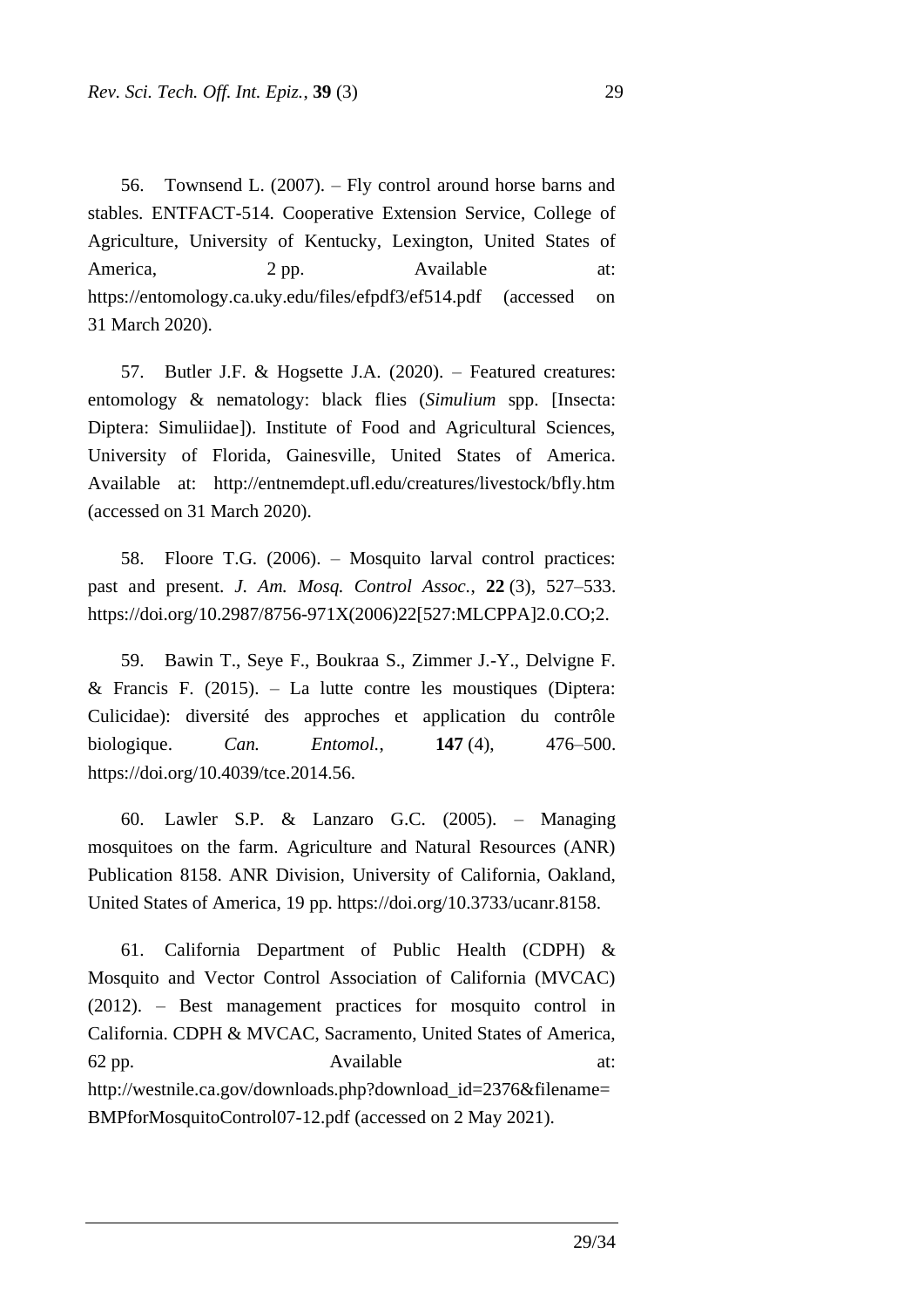56. Townsend L. (2007). – Fly control around horse barns and stables. ENTFACT-514. Cooperative Extension Service, College of Agriculture, University of Kentucky, Lexington, United States of America, 2 pp. Available at: https://entomology.ca.uky.edu/files/efpdf3/ef514.pdf (accessed on 31 March 2020).

57. Butler J.F. & Hogsette J.A. (2020). – Featured creatures: entomology & nematology: black flies (*Simulium* spp. [Insecta: Diptera: Simuliidae]). Institute of Food and Agricultural Sciences, University of Florida, Gainesville, United States of America. Available at: http://entnemdept.ufl.edu/creatures/livestock/bfly.htm (accessed on 31 March 2020).

58. Floore T.G. (2006). – Mosquito larval control practices: past and present. *J. Am. Mosq. Control Assoc.*, **22** (3), 527–533. https://doi.org/10.2987/8756-971X(2006)22[527:MLCPPA]2.0.CO;2.

59. Bawin T., Seye F., Boukraa S., Zimmer J.-Y., Delvigne F. & Francis F. (2015). – La lutte contre les moustiques (Diptera: Culicidae): diversité des approches et application du contrôle biologique. *Can. Entomol.*, **147** (4), 476–500. https://doi.org/10.4039/tce.2014.56.

60. Lawler S.P. & Lanzaro G.C. (2005). – Managing mosquitoes on the farm. Agriculture and Natural Resources (ANR) Publication 8158. ANR Division, University of California, Oakland, United States of America, 19 pp. https://doi.org/10.3733/ucanr.8158.

61. California Department of Public Health (CDPH) & Mosquito and Vector Control Association of California (MVCAC) (2012). – Best management practices for mosquito control in California. CDPH & MVCAC, Sacramento, United States of America, 62 pp. Available at: http://westnile.ca.gov/downloads.php?download_id=2376&filename=BMPforMosquitoControl07-12.pdf (accessed on 2 May 2021).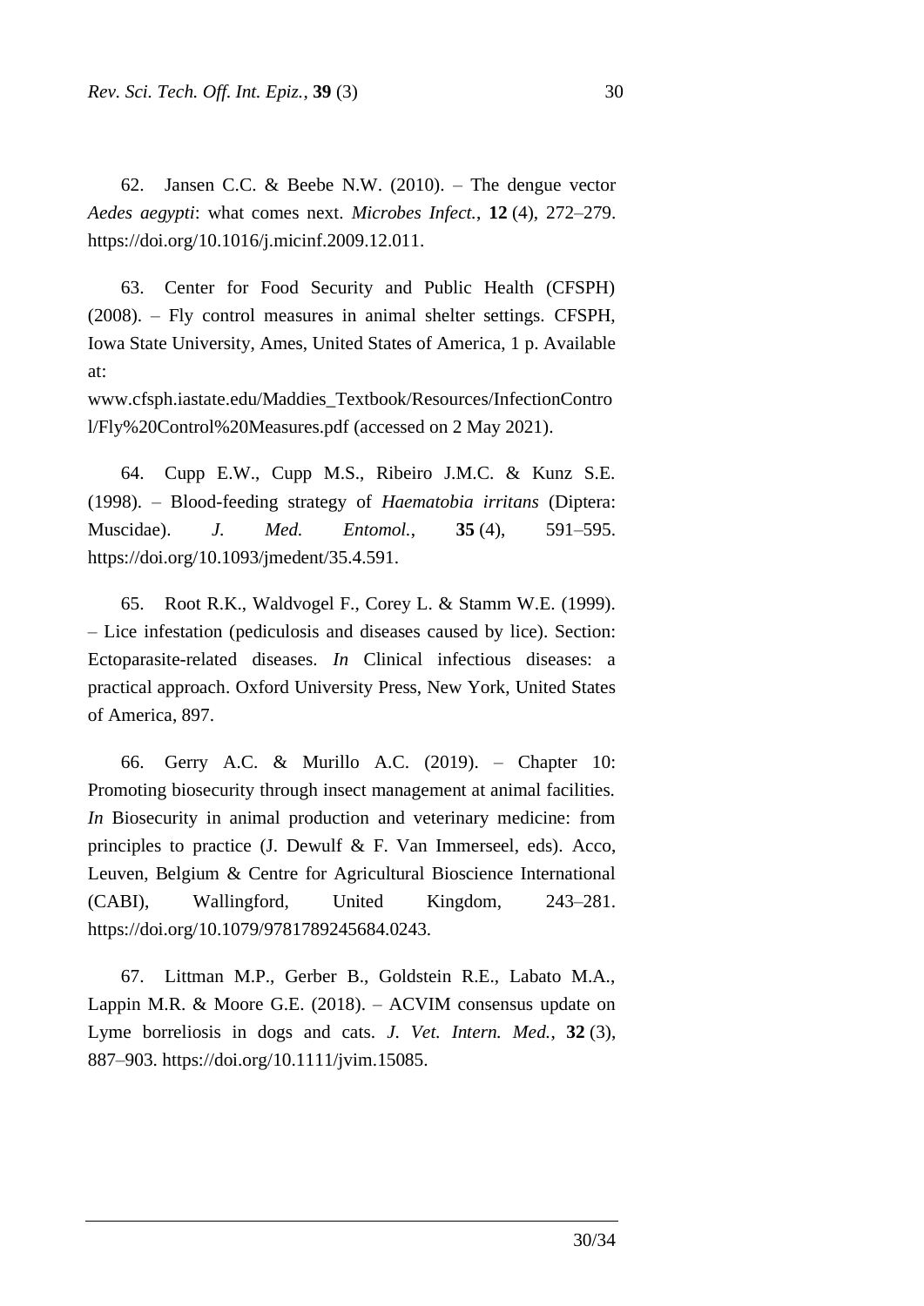62. Jansen C.C. & Beebe N.W. (2010). – The dengue vector *Aedes aegypti*: what comes next. *Microbes Infect.*, **12** (4), 272–279. https://doi.org/10.1016/j.micinf.2009.12.011.

63. Center for Food Security and Public Health (CFSPH) (2008). – Fly control measures in animal shelter settings. CFSPH, Iowa State University, Ames, United States of America, 1 p. Available at: www.cfsph.iastate.edu/Maddies_Textbook/Resources/InfectionControl/Fly%20Control%20Measures.pdf (accessed on 2 May 2021).

64. Cupp E.W., Cupp M.S., Ribeiro J.M.C. & Kunz S.E. (1998). – Blood-feeding strategy of *Haematobia irritans* (Diptera: Muscidae). *J. Med. Entomol.*, **35** (4), 591–595. https://doi.org/10.1093/jmedent/35.4.591.

65. Root R.K., Waldvogel F., Corey L. & Stamm W.E. (1999). – Lice infestation (pediculosis and diseases caused by lice). Section: Ectoparasite-related diseases. *In* Clinical infectious diseases: a practical approach. Oxford University Press, New York, United States of America, 897.

66. Gerry A.C. & Murillo A.C. (2019). – Chapter 10: Promoting biosecurity through insect management at animal facilities. *In* Biosecurity in animal production and veterinary medicine: from principles to practice (J. Dewulf & F. Van Immerseel, eds). Acco, Leuven, Belgium & Centre for Agricultural Bioscience International (CABI), Wallingford, United Kingdom, 243–281. https://doi.org/10.1079/9781789245684.0243.

67. Littman M.P., Gerber B., Goldstein R.E., Labato M.A., Lappin M.R. & Moore G.E. (2018). – ACVIM consensus update on Lyme borreliosis in dogs and cats. *J. Vet. Intern. Med.*, **32** (3), 887–903. https://doi.org/10.1111/jvim.15085.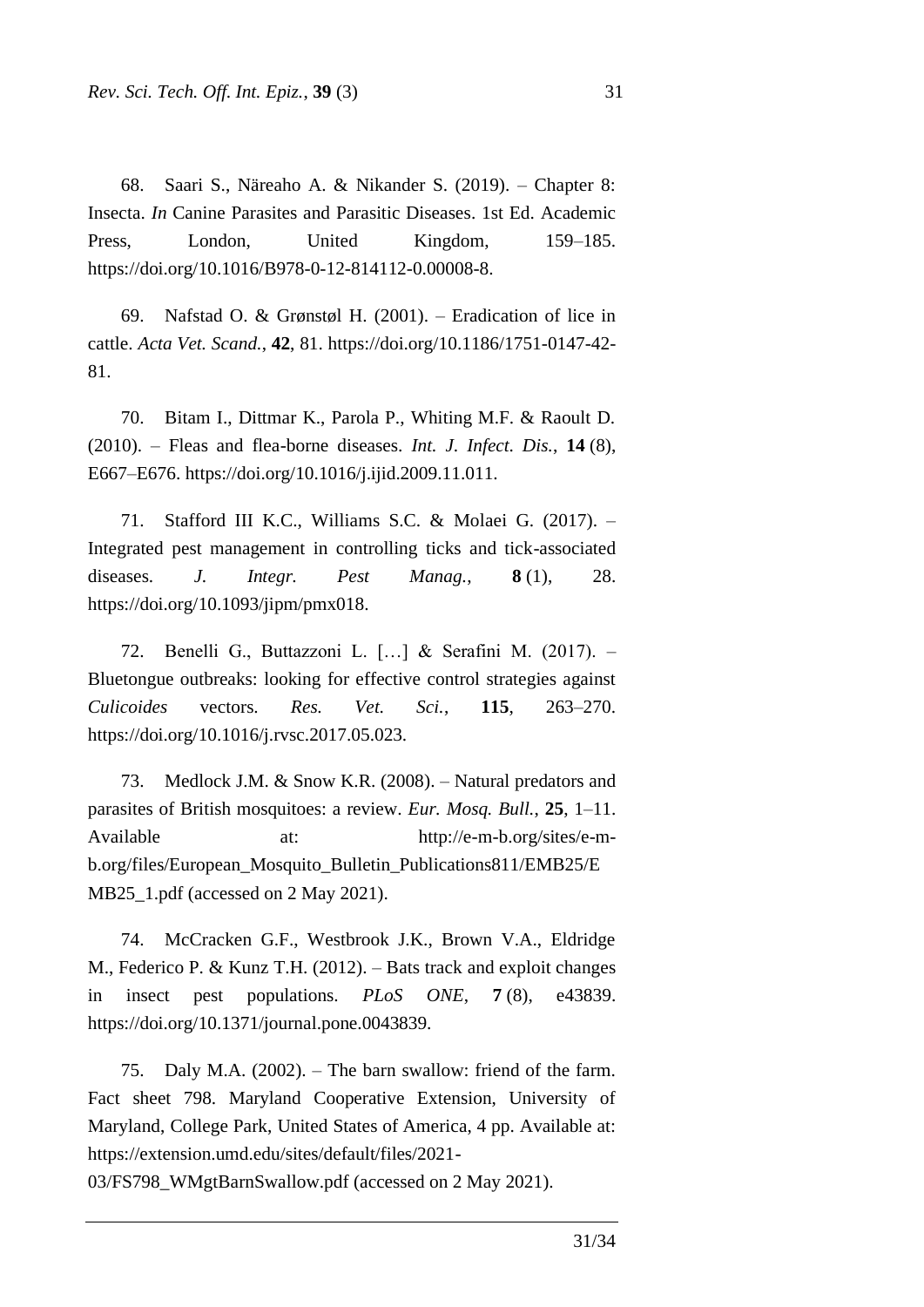68. Saari S., Näreaho A. & Nikander S. (2019). – Chapter 8: Insecta. *In* Canine Parasites and Parasitic Diseases. 1st Ed. Academic Press, London, United Kingdom, 159–185. https://doi.org/10.1016/B978-0-12-814112-0.00008-8.

69. Nafstad O. & Grønstøl H. (2001). – Eradication of lice in cattle. *Acta Vet. Scand.*, **42**, 81. https://doi.org/10.1186/1751-0147-42-81.

70. Bitam I., Dittmar K., Parola P., Whiting M.F. & Raoult D. (2010). – Fleas and flea-borne diseases. *Int. J. Infect. Dis.*, **14** (8), E667–E676. https://doi.org/10.1016/j.ijid.2009.11.011.

71. Stafford III K.C., Williams S.C. & Molaei G. (2017). – Integrated pest management in controlling ticks and tick-associated diseases. *J. Integr. Pest Manag.*, **8** (1), 28. https://doi.org/10.1093/jipm/pmx018.

72. Benelli G., Buttazzoni L. […] & Serafini M. (2017). – Bluetongue outbreaks: looking for effective control strategies against *Culicoides* vectors. *Res. Vet. Sci.*, **115**, 263–270. https://doi.org/10.1016/j.rvsc.2017.05.023.

73. Medlock J.M. & Snow K.R. (2008). – Natural predators and parasites of British mosquitoes: a review. *Eur. Mosq. Bull.*, **25**, 1–11. Available at: http://e-m-b.org/sites/e-m-b.org/files/European_Mosquito_Bulletin_Publications811/EMB25/EMB25_1.pdf (accessed on 2 May 2021).

74. McCracken G.F., Westbrook J.K., Brown V.A., Eldridge M., Federico P. & Kunz T.H. (2012). – Bats track and exploit changes in insect pest populations. *PLoS ONE*, **7** (8), e43839. https://doi.org/10.1371/journal.pone.0043839.

75. Daly M.A. (2002). – The barn swallow: friend of the farm. Fact sheet 798. Maryland Cooperative Extension, University of Maryland, College Park, United States of America, 4 pp. Available at: https://extension.umd.edu/sites/default/files/2021-03/FS798_WMgtBarnSwallow.pdf (accessed on 2 May 2021).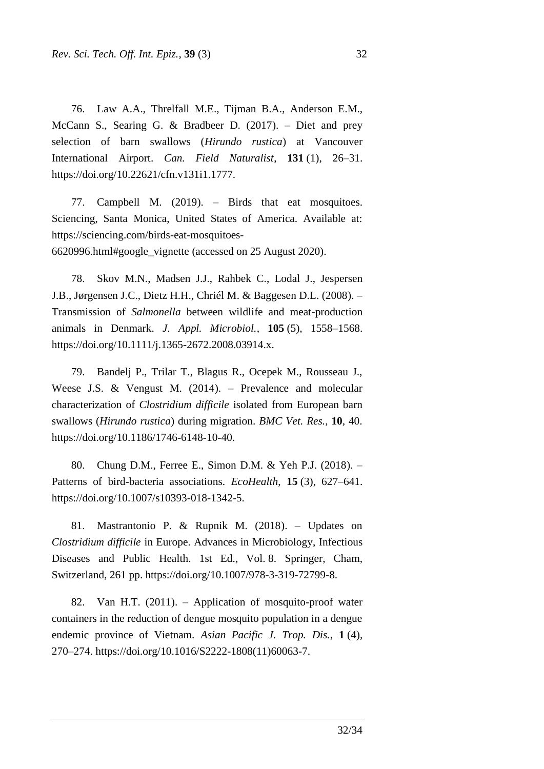76. Law A.A., Threlfall M.E., Tijman B.A., Anderson E.M., McCann S., Searing G. & Bradbeer D. (2017). – Diet and prey selection of barn swallows (*Hirundo rustica*) at Vancouver International Airport. *Can. Field Naturalist*, **131** (1), 26–31. https://doi.org/10.22621/cfn.v131i1.1777.

77. Campbell M. (2019). – Birds that eat mosquitoes. Sciencing, Santa Monica, United States of America. Available at: https://sciencing.com/birds-eat-mosquitoes-6620996.html#google_vignette (accessed on 25 August 2020).

78. Skov M.N., Madsen J.J., Rahbek C., Lodal J., Jespersen J.B., Jørgensen J.C., Dietz H.H., Chriél M. & Baggesen D.L. (2008). – Transmission of *Salmonella* between wildlife and meat-production animals in Denmark. *J. Appl. Microbiol.*, **105** (5), 1558–1568. https://doi.org/10.1111/j.1365-2672.2008.03914.x.

79. Bandelj P., Trilar T., Blagus R., Ocepek M., Rousseau J., Weese J.S. & Vengust M. (2014). – Prevalence and molecular characterization of *Clostridium difficile* isolated from European barn swallows (*Hirundo rustica*) during migration. *BMC Vet. Res.*, **10**, 40. https://doi.org/10.1186/1746-6148-10-40.

80. Chung D.M., Ferree E., Simon D.M. & Yeh P.J. (2018). – Patterns of bird-bacteria associations. *EcoHealth*, **15** (3), 627–641. https://doi.org/10.1007/s10393-018-1342-5.

81. Mastrantonio P. & Rupnik M. (2018). – Updates on *Clostridium difficile* in Europe. Advances in Microbiology, Infectious Diseases and Public Health. 1st Ed., Vol. 8. Springer, Cham, Switzerland, 261 pp. https://doi.org/10.1007/978-3-319-72799-8.

82. Van H.T. (2011). – Application of mosquito-proof water containers in the reduction of dengue mosquito population in a dengue endemic province of Vietnam. *Asian Pacific J. Trop. Dis.*, **1** (4), 270–274. https://doi.org/10.1016/S2222-1808(11)60063-7.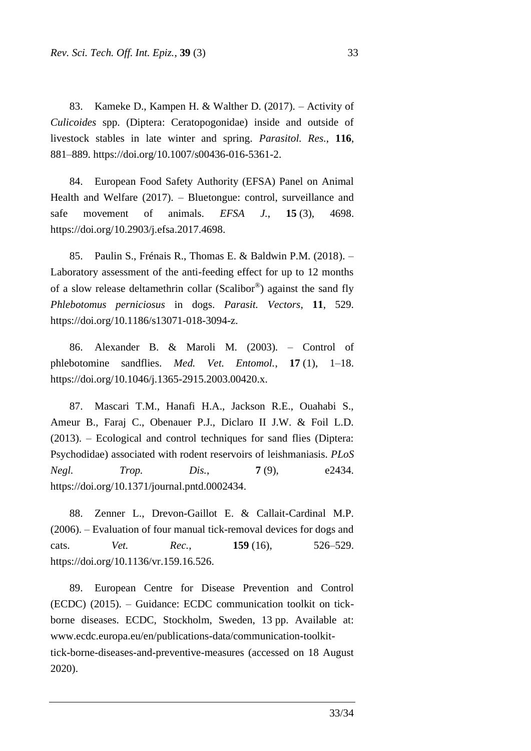83. Kameke D., Kampen H. & Walther D. (2017). – Activity of *Culicoides* spp. (Diptera: Ceratopogonidae) inside and outside of livestock stables in late winter and spring. *Parasitol. Res.*, **116**, 881–889. https://doi.org/10.1007/s00436-016-5361-2.

84. European Food Safety Authority (EFSA) Panel on Animal Health and Welfare (2017). – Bluetongue: control, surveillance and safe movement of animals. *EFSA J.*, **15** (3), 4698. https://doi.org/10.2903/j.efsa.2017.4698.

85. Paulin S., Frénais R., Thomas E. & Baldwin P.M. (2018). – Laboratory assessment of the anti-feeding effect for up to 12 months of a slow release deltamethrin collar (Scalibor®) against the sand fly *Phlebotomus perniciosus* in dogs. *Parasit. Vectors*, **11**, 529. https://doi.org/10.1186/s13071-018-3094-z.

86. Alexander B. & Maroli M. (2003). – Control of phlebotomine sandflies. *Med. Vet. Entomol.*, **17** (1), 1–18. https://doi.org/10.1046/j.1365-2915.2003.00420.x.

87. Mascari T.M., Hanafi H.A., Jackson R.E., Ouahabi S., Ameur B., Faraj C., Obenauer P.J., Diclaro II J.W. & Foil L.D. (2013). – Ecological and control techniques for sand flies (Diptera: Psychodidae) associated with rodent reservoirs of leishmaniasis. *PLoS Negl. Trop. Dis.*, **7** (9), e2434. https://doi.org/10.1371/journal.pntd.0002434.

88. Zenner L., Drevon-Gaillot E. & Callait-Cardinal M.P. (2006). – Evaluation of four manual tick-removal devices for dogs and cats. *Vet. Rec.*, **159** (16), 526–529. https://doi.org/10.1136/vr.159.16.526.

89. European Centre for Disease Prevention and Control (ECDC) (2015). – Guidance: ECDC communication toolkit on tick-borne diseases. ECDC, Stockholm, Sweden, 13 pp. Available at: www.ecdc.europa.eu/en/publications-data/communication-toolkit-tick-borne-diseases-and-preventive-measures (accessed on 18 August 2020).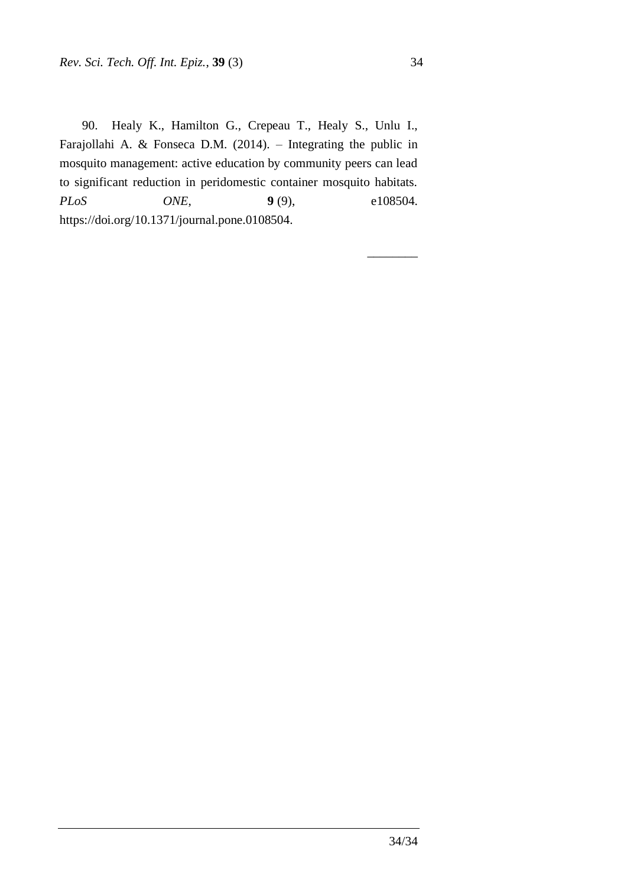90. Healy K., Hamilton G., Crepeau T., Healy S., Unlu I., Farajollahi A. & Fonseca D.M. (2014). – Integrating the public in mosquito management: active education by community peers can lead to significant reduction in peridomestic container mosquito habitats. *PLoS ONE*, **9** (9), e108504. https://doi.org/10.1371/journal.pone.0108504.

\_\_\_\_\_\_\_\_